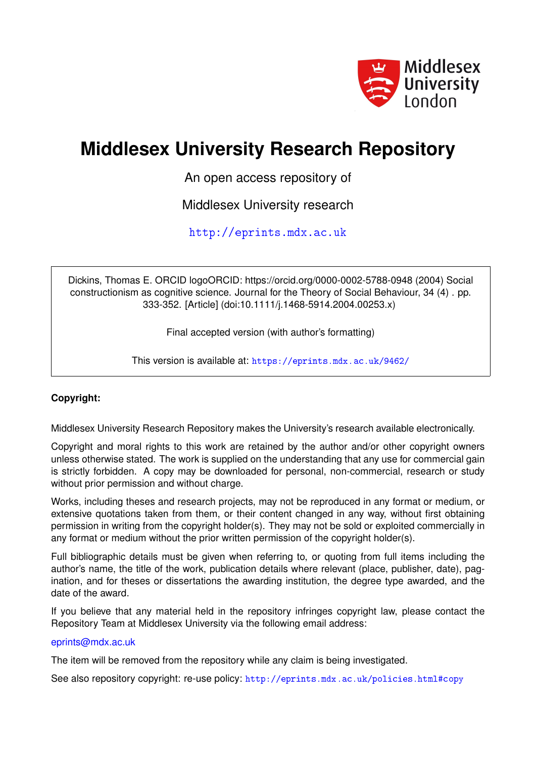# Middlesex University Research Repository

An open access repository of

Middlesex University research

http://eprints.mdx.ac.uk

Dickins, Thomas E. ORCID logoORCID: https://orcid.org/0000-0002-5788-0948 (2004) Social constructionism as cognitive science. Journal for the Theory of Social Behaviour, 34 (4) . pp. 333-352. [Article] (doi:10.1111/j.1468-5914.2004.00253.x)

Final accepted version (with author's formatting)

This version is available at: https://eprints.mdx.ac.uk/9462/

**Copyright:**

Middlesex University Research Repository makes the University's research available electronically.

Copyright and moral rights to this work are retained by the author and/or other copyright owners unless otherwise stated. The work is supplied on the understanding that any use for commercial gain is strictly forbidden. A copy may be downloaded for personal, non-commercial, research or study without prior permission and without charge.

Works, including theses and research projects, may not be reproduced in any format or medium, or extensive quotations taken from them, or their content changed in any way, without first obtaining permission in writing from the copyright holder(s). They may not be sold or exploited commercially in any format or medium without the prior written permission of the copyright holder(s).

Full bibliographic details must be given when referring to, or quoting from full items including the author's name, the title of the work, publication details where relevant (place, publisher, date), pagination, and for theses or dissertations the awarding institution, the degree type awarded, and the date of the award.

If you believe that any material held in the repository infringes copyright law, please contact the Repository Team at Middlesex University via the following email address:

eprints@mdx.ac.uk

The item will be removed from the repository while any claim is being investigated.

See also repository copyright: re-use policy: http://eprints.mdx.ac.uk/policies.html#copy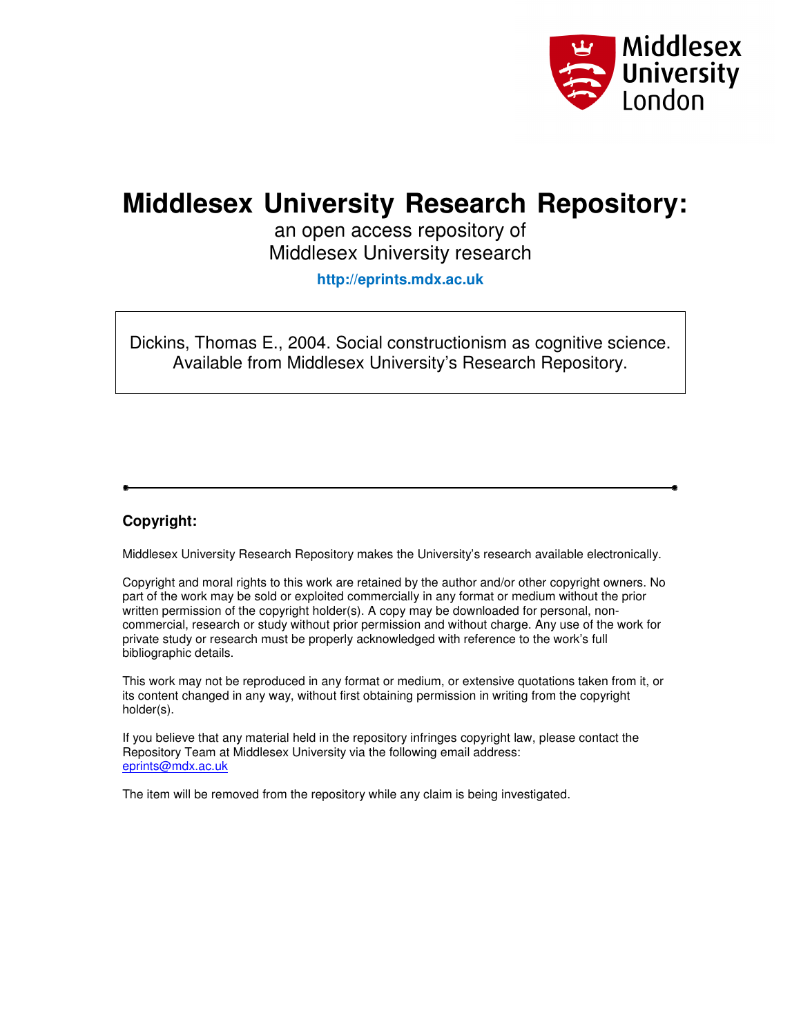# Middlesex University Research Repository:

an open access repository of
Middlesex University research

**http://eprints.mdx.ac.uk**

Dickins, Thomas E., 2004. Social constructionism as cognitive science. Available from Middlesex University's Research Repository.

---

### Copyright:

Middlesex University Research Repository makes the University's research available electronically.

Copyright and moral rights to this work are retained by the author and/or other copyright owners. No part of the work may be sold or exploited commercially in any format or medium without the prior written permission of the copyright holder(s). A copy may be downloaded for personal, non-commercial, research or study without prior permission and without charge. Any use of the work for private study or research must be properly acknowledged with reference to the work's full bibliographic details.

This work may not be reproduced in any format or medium, or extensive quotations taken from it, or its content changed in any way, without first obtaining permission in writing from the copyright holder(s).

If you believe that any material held in the repository infringes copyright law, please contact the Repository Team at Middlesex University via the following email address:
eprints@mdx.ac.uk

The item will be removed from the repository while any claim is being investigated.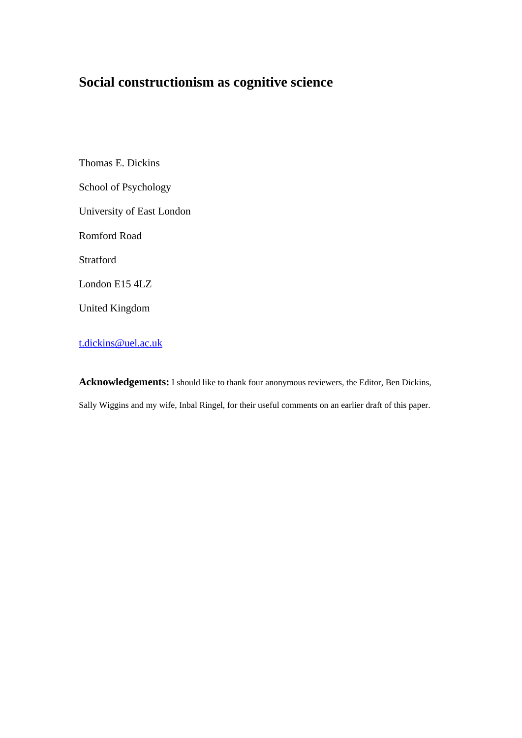# Social constructionism as cognitive science

Thomas E. Dickins

School of Psychology

University of East London

Romford Road

Stratford

London E15 4LZ

United Kingdom

t.dickins@uel.ac.uk

**Acknowledgements:** I should like to thank four anonymous reviewers, the Editor, Ben Dickins, Sally Wiggins and my wife, Inbal Ringel, for their useful comments on an earlier draft of this paper.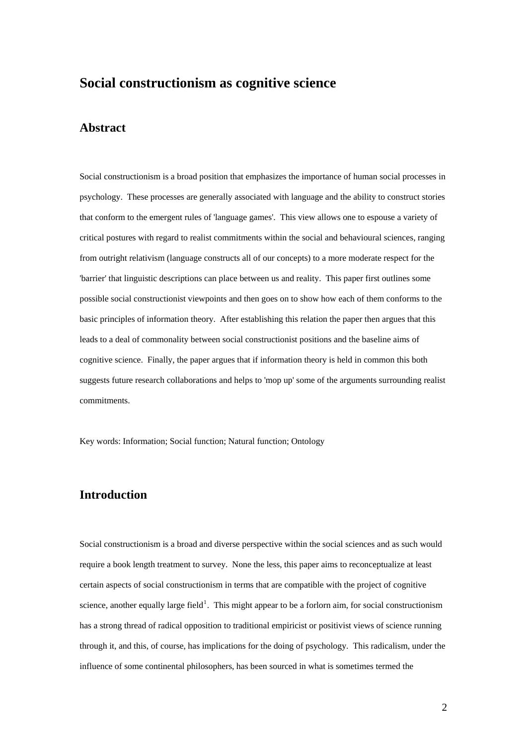# Social constructionism as cognitive science

## Abstract

Social constructionism is a broad position that emphasizes the importance of human social processes in psychology. These processes are generally associated with language and the ability to construct stories that conform to the emergent rules of 'language games'. This view allows one to espouse a variety of critical postures with regard to realist commitments within the social and behavioural sciences, ranging from outright relativism (language constructs all of our concepts) to a more moderate respect for the 'barrier' that linguistic descriptions can place between us and reality. This paper first outlines some possible social constructionist viewpoints and then goes on to show how each of them conforms to the basic principles of information theory. After establishing this relation the paper then argues that this leads to a deal of commonality between social constructionist positions and the baseline aims of cognitive science. Finally, the paper argues that if information theory is held in common this both suggests future research collaborations and helps to 'mop up' some of the arguments surrounding realist commitments.

Key words: Information; Social function; Natural function; Ontology

## Introduction

Social constructionism is a broad and diverse perspective within the social sciences and as such would require a book length treatment to survey. None the less, this paper aims to reconceptualize at least certain aspects of social constructionism in terms that are compatible with the project of cognitive science, another equally large field[1]. This might appear to be a forlorn aim, for social constructionism has a strong thread of radical opposition to traditional empiricist or positivist views of science running through it, and this, of course, has implications for the doing of psychology. This radicalism, under the influence of some continental philosophers, has been sourced in what is sometimes termed the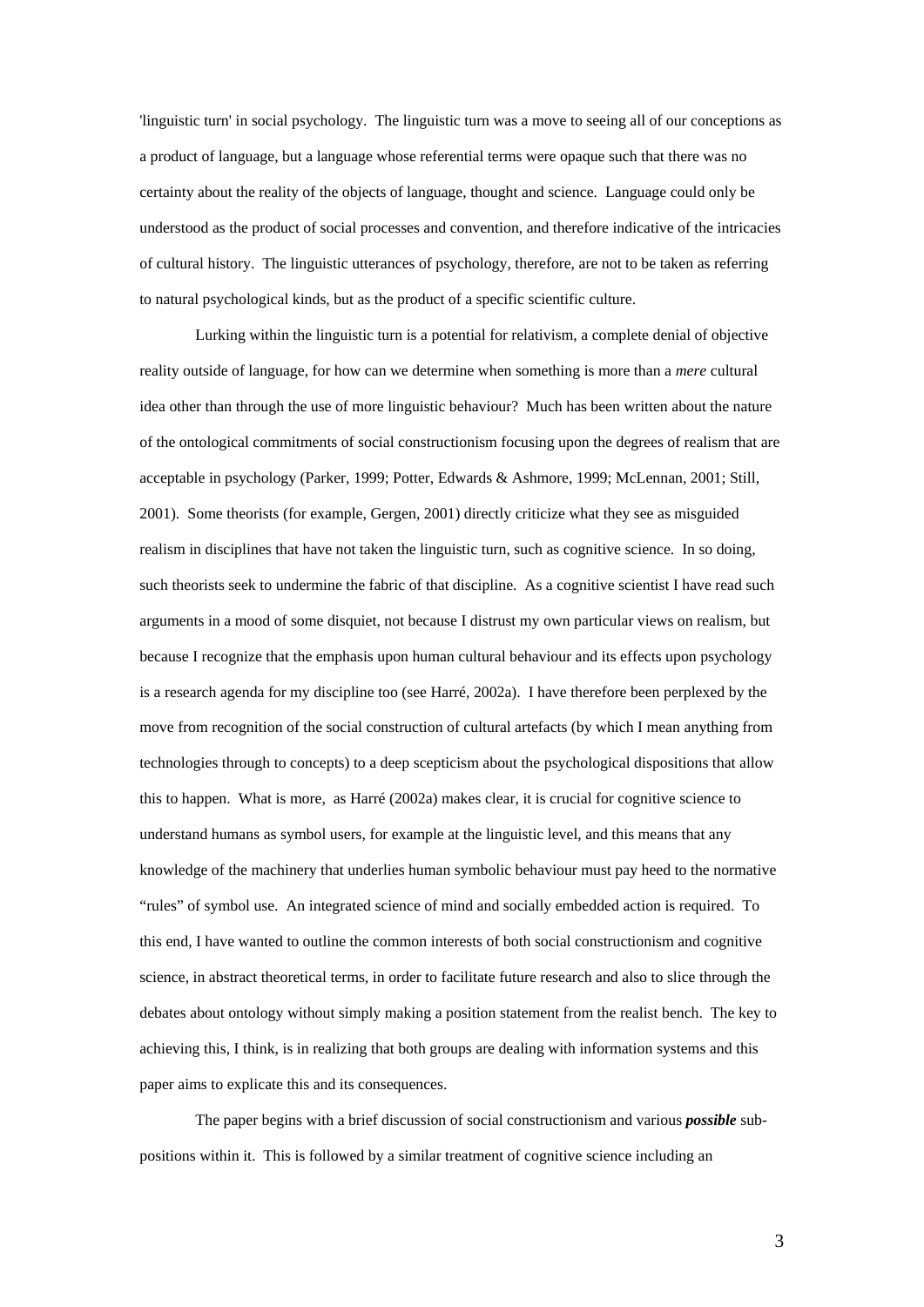'linguistic turn' in social psychology. The linguistic turn was a move to seeing all of our conceptions as a product of language, but a language whose referential terms were opaque such that there was no certainty about the reality of the objects of language, thought and science. Language could only be understood as the product of social processes and convention, and therefore indicative of the intricacies of cultural history. The linguistic utterances of psychology, therefore, are not to be taken as referring to natural psychological kinds, but as the product of a specific scientific culture.

Lurking within the linguistic turn is a potential for relativism, a complete denial of objective reality outside of language, for how can we determine when something is more than a *mere* cultural idea other than through the use of more linguistic behaviour? Much has been written about the nature of the ontological commitments of social constructionism focusing upon the degrees of realism that are acceptable in psychology (Parker, 1999; Potter, Edwards & Ashmore, 1999; McLennan, 2001; Still, 2001). Some theorists (for example, Gergen, 2001) directly criticize what they see as misguided realism in disciplines that have not taken the linguistic turn, such as cognitive science. In so doing, such theorists seek to undermine the fabric of that discipline. As a cognitive scientist I have read such arguments in a mood of some disquiet, not because I distrust my own particular views on realism, but because I recognize that the emphasis upon human cultural behaviour and its effects upon psychology is a research agenda for my discipline too (see Harré, 2002a). I have therefore been perplexed by the move from recognition of the social construction of cultural artefacts (by which I mean anything from technologies through to concepts) to a deep scepticism about the psychological dispositions that allow this to happen. What is more, as Harré (2002a) makes clear, it is crucial for cognitive science to understand humans as symbol users, for example at the linguistic level, and this means that any knowledge of the machinery that underlies human symbolic behaviour must pay heed to the normative "rules" of symbol use. An integrated science of mind and socially embedded action is required. To this end, I have wanted to outline the common interests of both social constructionism and cognitive science, in abstract theoretical terms, in order to facilitate future research and also to slice through the debates about ontology without simply making a position statement from the realist bench. The key to achieving this, I think, is in realizing that both groups are dealing with information systems and this paper aims to explicate this and its consequences.

The paper begins with a brief discussion of social constructionism and various ***possible*** sub-positions within it. This is followed by a similar treatment of cognitive science including an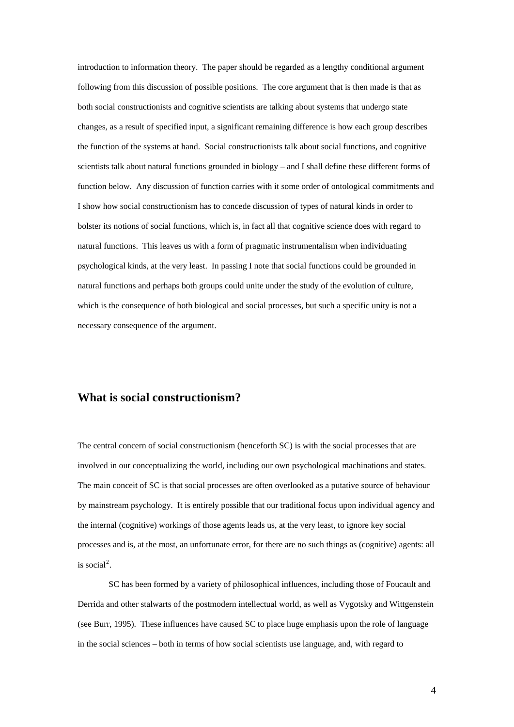introduction to information theory. The paper should be regarded as a lengthy conditional argument following from this discussion of possible positions. The core argument that is then made is that as both social constructionists and cognitive scientists are talking about systems that undergo state changes, as a result of specified input, a significant remaining difference is how each group describes the function of the systems at hand. Social constructionists talk about social functions, and cognitive scientists talk about natural functions grounded in biology – and I shall define these different forms of function below. Any discussion of function carries with it some order of ontological commitments and I show how social constructionism has to concede discussion of types of natural kinds in order to bolster its notions of social functions, which is, in fact all that cognitive science does with regard to natural functions. This leaves us with a form of pragmatic instrumentalism when individuating psychological kinds, at the very least. In passing I note that social functions could be grounded in natural functions and perhaps both groups could unite under the study of the evolution of culture, which is the consequence of both biological and social processes, but such a specific unity is not a necessary consequence of the argument.

## What is social constructionism?

The central concern of social constructionism (henceforth SC) is with the social processes that are involved in our conceptualizing the world, including our own psychological machinations and states. The main conceit of SC is that social processes are often overlooked as a putative source of behaviour by mainstream psychology. It is entirely possible that our traditional focus upon individual agency and the internal (cognitive) workings of those agents leads us, at the very least, to ignore key social processes and is, at the most, an unfortunate error, for there are no such things as (cognitive) agents: all is social[2].

SC has been formed by a variety of philosophical influences, including those of Foucault and Derrida and other stalwarts of the postmodern intellectual world, as well as Vygotsky and Wittgenstein (see Burr, 1995). These influences have caused SC to place huge emphasis upon the role of language in the social sciences – both in terms of how social scientists use language, and, with regard to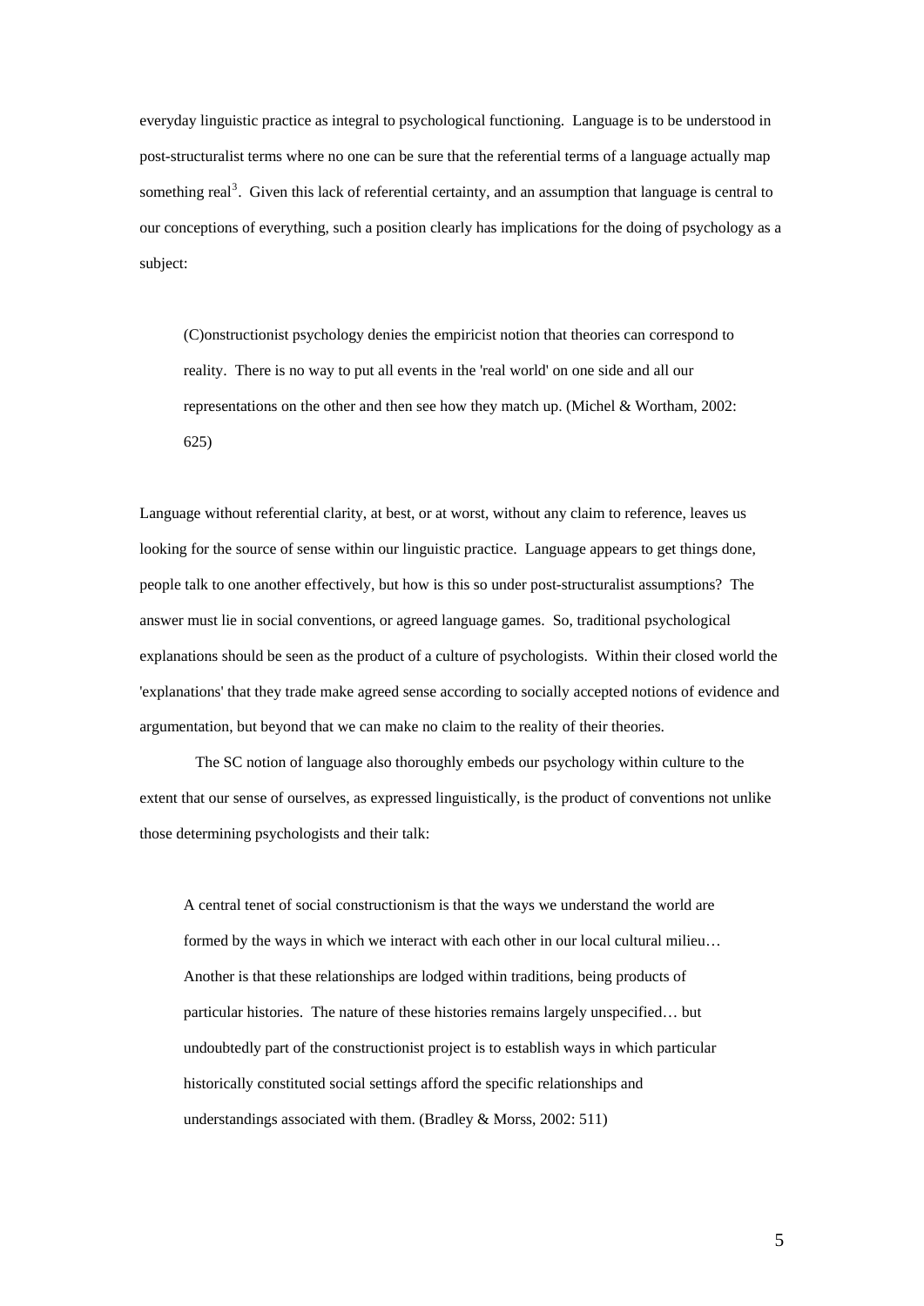everyday linguistic practice as integral to psychological functioning. Language is to be understood in post-structuralist terms where no one can be sure that the referential terms of a language actually map something real[3]. Given this lack of referential certainty, and an assumption that language is central to our conceptions of everything, such a position clearly has implications for the doing of psychology as a subject:

> (C)onstructionist psychology denies the empiricist notion that theories can correspond to reality. There is no way to put all events in the 'real world' on one side and all our representations on the other and then see how they match up. (Michel & Wortham, 2002: 625)

Language without referential clarity, at best, or at worst, without any claim to reference, leaves us looking for the source of sense within our linguistic practice. Language appears to get things done, people talk to one another effectively, but how is this so under post-structuralist assumptions? The answer must lie in social conventions, or agreed language games. So, traditional psychological explanations should be seen as the product of a culture of psychologists. Within their closed world the 'explanations' that they trade make agreed sense according to socially accepted notions of evidence and argumentation, but beyond that we can make no claim to the reality of their theories.

The SC notion of language also thoroughly embeds our psychology within culture to the extent that our sense of ourselves, as expressed linguistically, is the product of conventions not unlike those determining psychologists and their talk:

> A central tenet of social constructionism is that the ways we understand the world are formed by the ways in which we interact with each other in our local cultural milieu… Another is that these relationships are lodged within traditions, being products of particular histories. The nature of these histories remains largely unspecified… but undoubtedly part of the constructionist project is to establish ways in which particular historically constituted social settings afford the specific relationships and understandings associated with them. (Bradley & Morss, 2002: 511)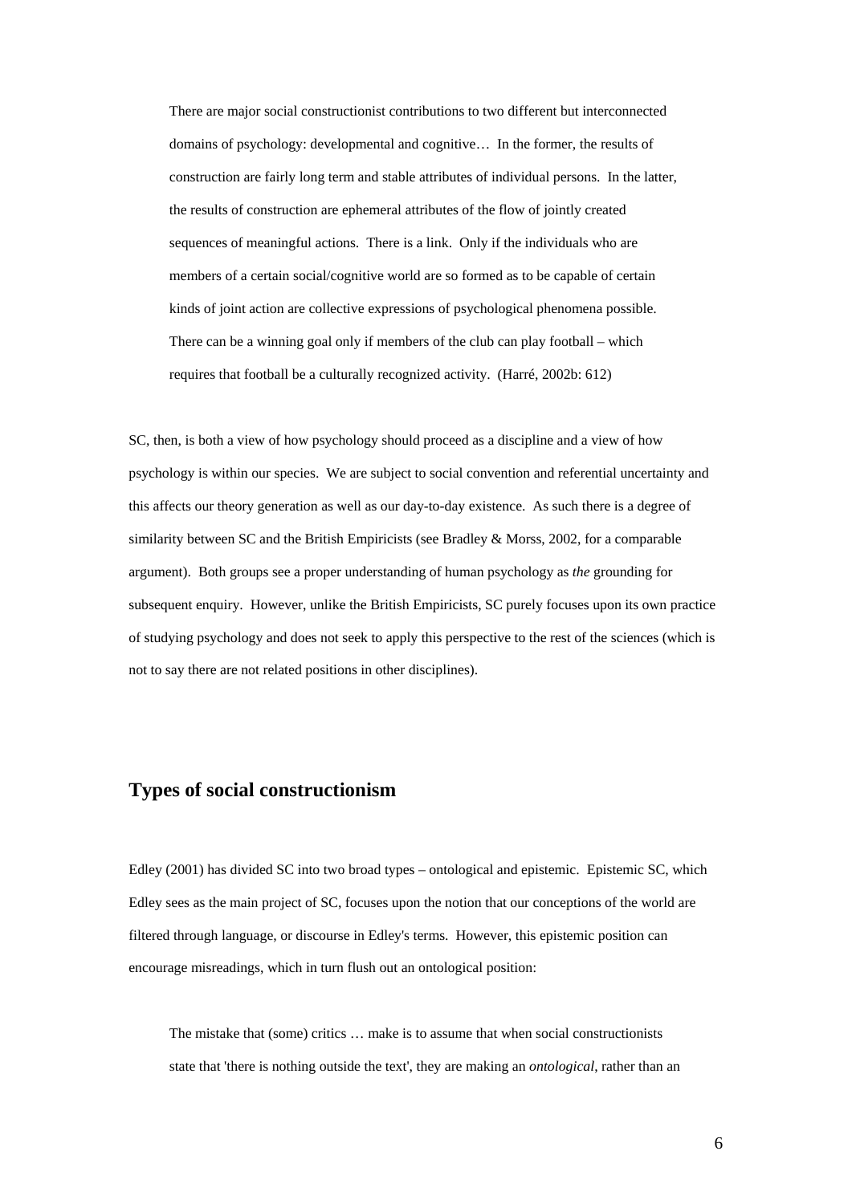> There are major social constructionist contributions to two different but interconnected domains of psychology: developmental and cognitive… In the former, the results of construction are fairly long term and stable attributes of individual persons. In the latter, the results of construction are ephemeral attributes of the flow of jointly created sequences of meaningful actions. There is a link. Only if the individuals who are members of a certain social/cognitive world are so formed as to be capable of certain kinds of joint action are collective expressions of psychological phenomena possible. There can be a winning goal only if members of the club can play football – which requires that football be a culturally recognized activity. (Harré, 2002b: 612)

SC, then, is both a view of how psychology should proceed as a discipline and a view of how psychology is within our species. We are subject to social convention and referential uncertainty and this affects our theory generation as well as our day-to-day existence. As such there is a degree of similarity between SC and the British Empiricists (see Bradley & Morss, 2002, for a comparable argument). Both groups see a proper understanding of human psychology as *the* grounding for subsequent enquiry. However, unlike the British Empiricists, SC purely focuses upon its own practice of studying psychology and does not seek to apply this perspective to the rest of the sciences (which is not to say there are not related positions in other disciplines).

## Types of social constructionism

Edley (2001) has divided SC into two broad types – ontological and epistemic. Epistemic SC, which Edley sees as the main project of SC, focuses upon the notion that our conceptions of the world are filtered through language, or discourse in Edley's terms. However, this epistemic position can encourage misreadings, which in turn flush out an ontological position:

> The mistake that (some) critics … make is to assume that when social constructionists state that 'there is nothing outside the text', they are making an *ontological*, rather than an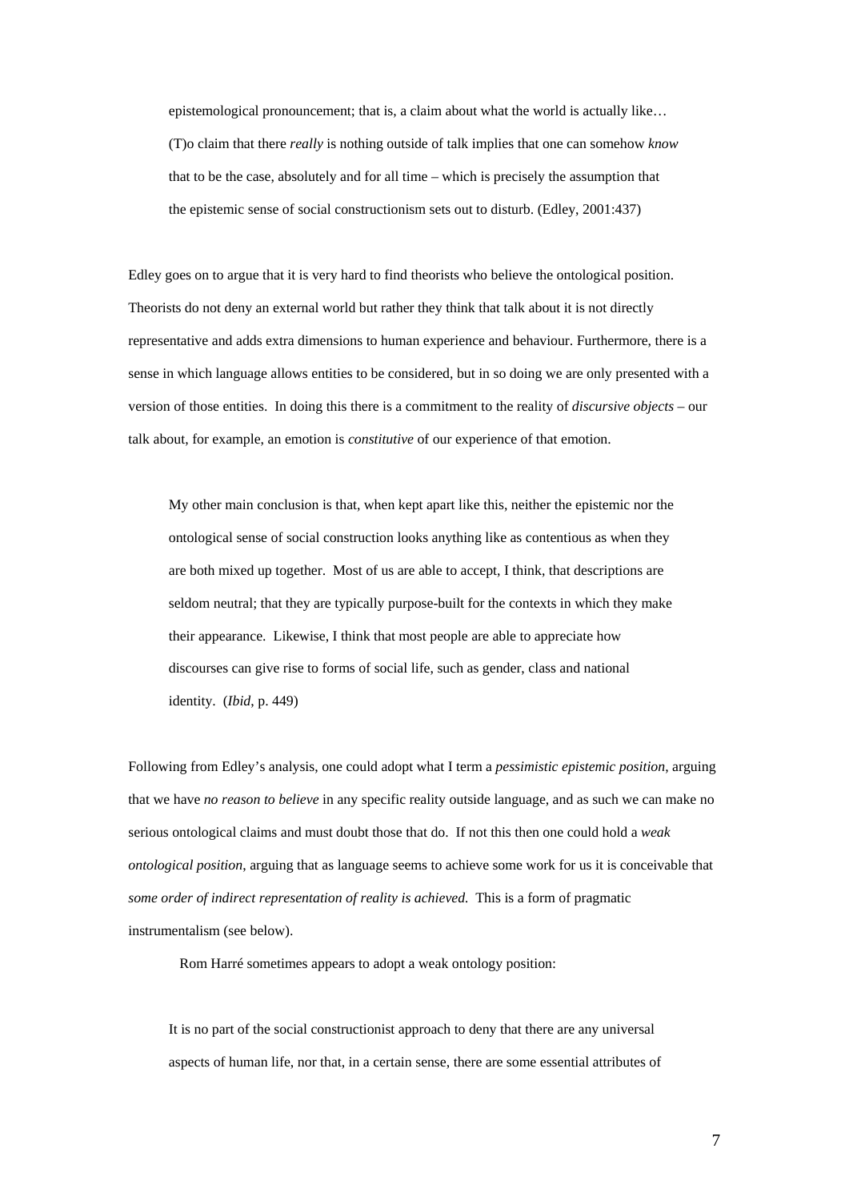> epistemological pronouncement; that is, a claim about what the world is actually like… (T)o claim that there *really* is nothing outside of talk implies that one can somehow *know* that to be the case, absolutely and for all time – which is precisely the assumption that the epistemic sense of social constructionism sets out to disturb. (Edley, 2001:437)

Edley goes on to argue that it is very hard to find theorists who believe the ontological position. Theorists do not deny an external world but rather they think that talk about it is not directly representative and adds extra dimensions to human experience and behaviour. Furthermore, there is a sense in which language allows entities to be considered, but in so doing we are only presented with a version of those entities. In doing this there is a commitment to the reality of *discursive objects* – our talk about, for example, an emotion is *constitutive* of our experience of that emotion.

> My other main conclusion is that, when kept apart like this, neither the epistemic nor the ontological sense of social construction looks anything like as contentious as when they are both mixed up together. Most of us are able to accept, I think, that descriptions are seldom neutral; that they are typically purpose-built for the contexts in which they make their appearance. Likewise, I think that most people are able to appreciate how discourses can give rise to forms of social life, such as gender, class and national identity. (*Ibid*, p. 449)

Following from Edley's analysis, one could adopt what I term a *pessimistic epistemic position*, arguing that we have *no reason to believe* in any specific reality outside language, and as such we can make no serious ontological claims and must doubt those that do. If not this then one could hold a *weak ontological position*, arguing that as language seems to achieve some work for us it is conceivable that *some order of indirect representation of reality is achieved.* This is a form of pragmatic instrumentalism (see below).

Rom Harré sometimes appears to adopt a weak ontology position:

> It is no part of the social constructionist approach to deny that there are any universal aspects of human life, nor that, in a certain sense, there are some essential attributes of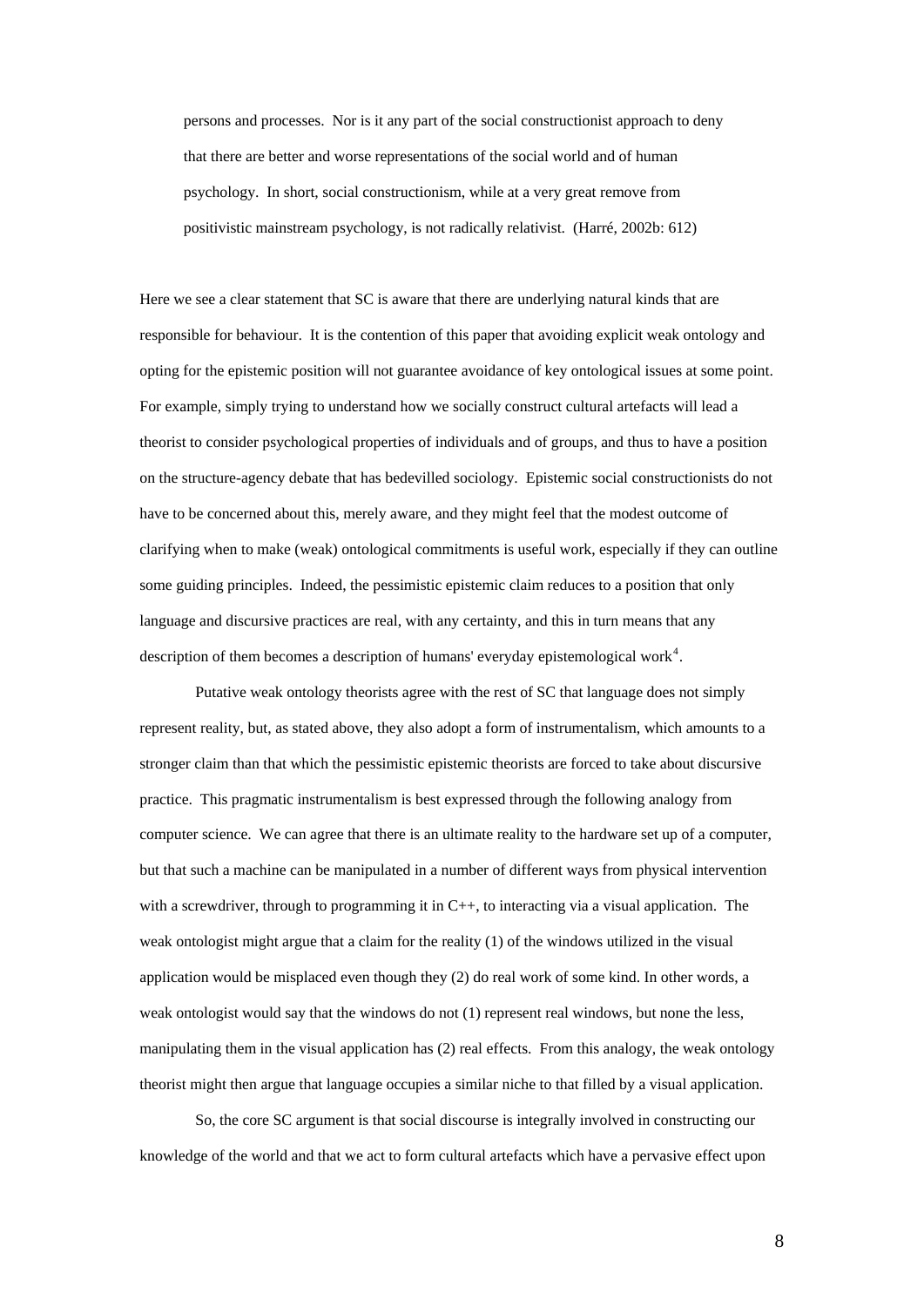> persons and processes. Nor is it any part of the social constructionist approach to deny that there are better and worse representations of the social world and of human psychology. In short, social constructionism, while at a very great remove from positivistic mainstream psychology, is not radically relativist. (Harré, 2002b: 612)

Here we see a clear statement that SC is aware that there are underlying natural kinds that are responsible for behaviour. It is the contention of this paper that avoiding explicit weak ontology and opting for the epistemic position will not guarantee avoidance of key ontological issues at some point. For example, simply trying to understand how we socially construct cultural artefacts will lead a theorist to consider psychological properties of individuals and of groups, and thus to have a position on the structure-agency debate that has bedevilled sociology. Epistemic social constructionists do not have to be concerned about this, merely aware, and they might feel that the modest outcome of clarifying when to make (weak) ontological commitments is useful work, especially if they can outline some guiding principles. Indeed, the pessimistic epistemic claim reduces to a position that only language and discursive practices are real, with any certainty, and this in turn means that any description of them becomes a description of humans' everyday epistemological work[4].

Putative weak ontology theorists agree with the rest of SC that language does not simply represent reality, but, as stated above, they also adopt a form of instrumentalism, which amounts to a stronger claim than that which the pessimistic epistemic theorists are forced to take about discursive practice. This pragmatic instrumentalism is best expressed through the following analogy from computer science. We can agree that there is an ultimate reality to the hardware set up of a computer, but that such a machine can be manipulated in a number of different ways from physical intervention with a screwdriver, through to programming it in C++, to interacting via a visual application. The weak ontologist might argue that a claim for the reality (1) of the windows utilized in the visual application would be misplaced even though they (2) do real work of some kind. In other words, a weak ontologist would say that the windows do not (1) represent real windows, but none the less, manipulating them in the visual application has (2) real effects. From this analogy, the weak ontology theorist might then argue that language occupies a similar niche to that filled by a visual application.

So, the core SC argument is that social discourse is integrally involved in constructing our knowledge of the world and that we act to form cultural artefacts which have a pervasive effect upon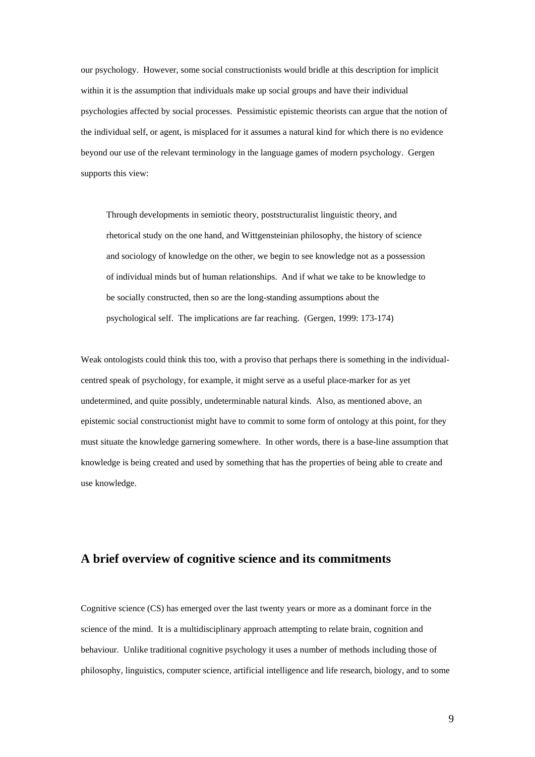our psychology. However, some social constructionists would bridle at this description for implicit within it is the assumption that individuals make up social groups and have their individual psychologies affected by social processes. Pessimistic epistemic theorists can argue that the notion of the individual self, or agent, is misplaced for it assumes a natural kind for which there is no evidence beyond our use of the relevant terminology in the language games of modern psychology. Gergen supports this view:

> Through developments in semiotic theory, poststructuralist linguistic theory, and rhetorical study on the one hand, and Wittgensteinian philosophy, the history of science and sociology of knowledge on the other, we begin to see knowledge not as a possession of individual minds but of human relationships. And if what we take to be knowledge to be socially constructed, then so are the long-standing assumptions about the psychological self. The implications are far reaching. (Gergen, 1999: 173-174)

Weak ontologists could think this too, with a proviso that perhaps there is something in the individual-centred speak of psychology, for example, it might serve as a useful place-marker for as yet undetermined, and quite possibly, undeterminable natural kinds. Also, as mentioned above, an epistemic social constructionist might have to commit to some form of ontology at this point, for they must situate the knowledge garnering somewhere. In other words, there is a base-line assumption that knowledge is being created and used by something that has the properties of being able to create and use knowledge.

## A brief overview of cognitive science and its commitments

Cognitive science (CS) has emerged over the last twenty years or more as a dominant force in the science of the mind. It is a multidisciplinary approach attempting to relate brain, cognition and behaviour. Unlike traditional cognitive psychology it uses a number of methods including those of philosophy, linguistics, computer science, artificial intelligence and life research, biology, and to some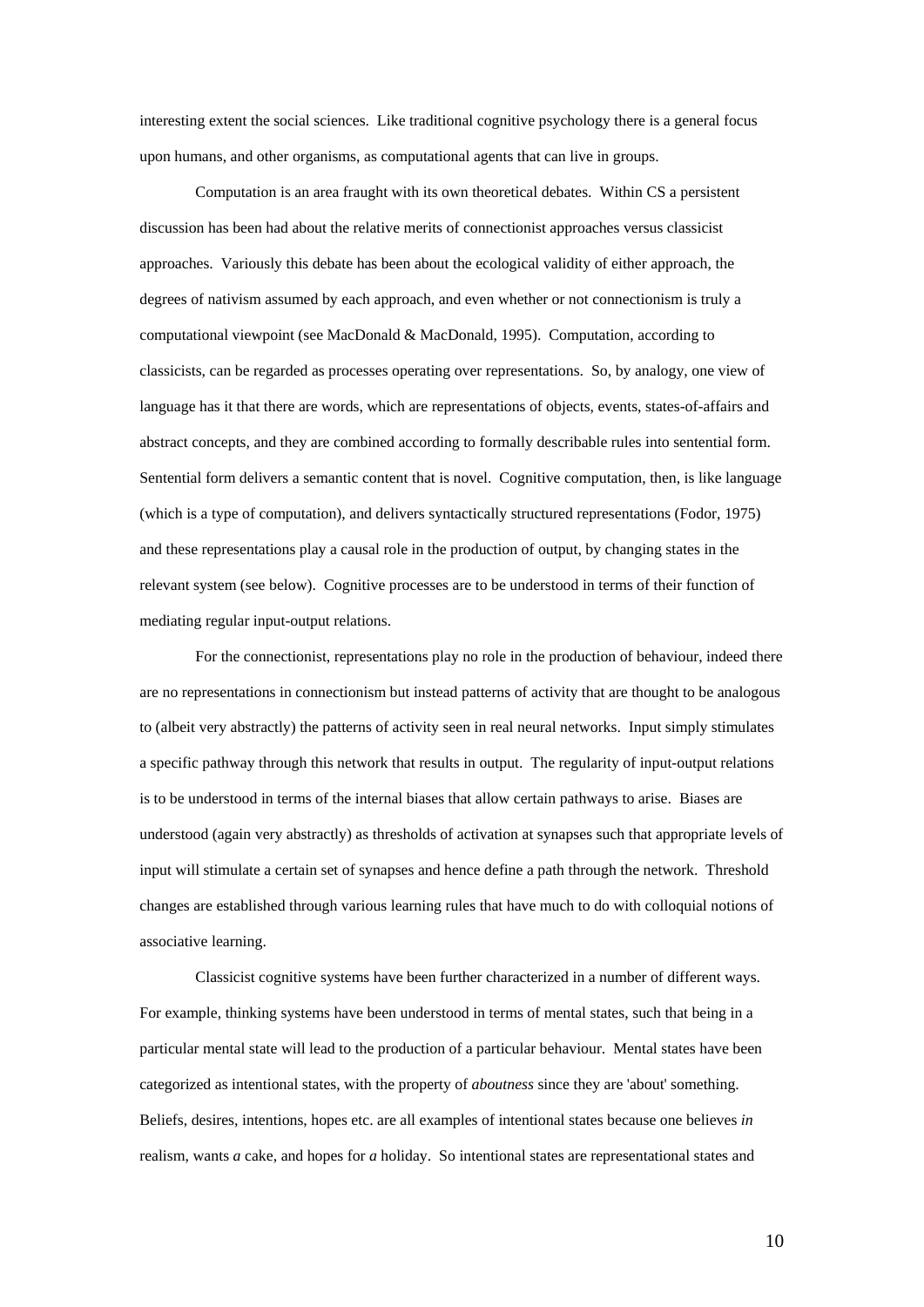interesting extent the social sciences. Like traditional cognitive psychology there is a general focus upon humans, and other organisms, as computational agents that can live in groups.

Computation is an area fraught with its own theoretical debates. Within CS a persistent discussion has been had about the relative merits of connectionist approaches versus classicist approaches. Variously this debate has been about the ecological validity of either approach, the degrees of nativism assumed by each approach, and even whether or not connectionism is truly a computational viewpoint (see MacDonald & MacDonald, 1995). Computation, according to classicists, can be regarded as processes operating over representations. So, by analogy, one view of language has it that there are words, which are representations of objects, events, states-of-affairs and abstract concepts, and they are combined according to formally describable rules into sentential form. Sentential form delivers a semantic content that is novel. Cognitive computation, then, is like language (which is a type of computation), and delivers syntactically structured representations (Fodor, 1975) and these representations play a causal role in the production of output, by changing states in the relevant system (see below). Cognitive processes are to be understood in terms of their function of mediating regular input-output relations.

For the connectionist, representations play no role in the production of behaviour, indeed there are no representations in connectionism but instead patterns of activity that are thought to be analogous to (albeit very abstractly) the patterns of activity seen in real neural networks. Input simply stimulates a specific pathway through this network that results in output. The regularity of input-output relations is to be understood in terms of the internal biases that allow certain pathways to arise. Biases are understood (again very abstractly) as thresholds of activation at synapses such that appropriate levels of input will stimulate a certain set of synapses and hence define a path through the network. Threshold changes are established through various learning rules that have much to do with colloquial notions of associative learning.

Classicist cognitive systems have been further characterized in a number of different ways. For example, thinking systems have been understood in terms of mental states, such that being in a particular mental state will lead to the production of a particular behaviour. Mental states have been categorized as intentional states, with the property of *aboutness* since they are 'about' something. Beliefs, desires, intentions, hopes etc. are all examples of intentional states because one believes *in* realism, wants *a* cake, and hopes for *a* holiday. So intentional states are representational states and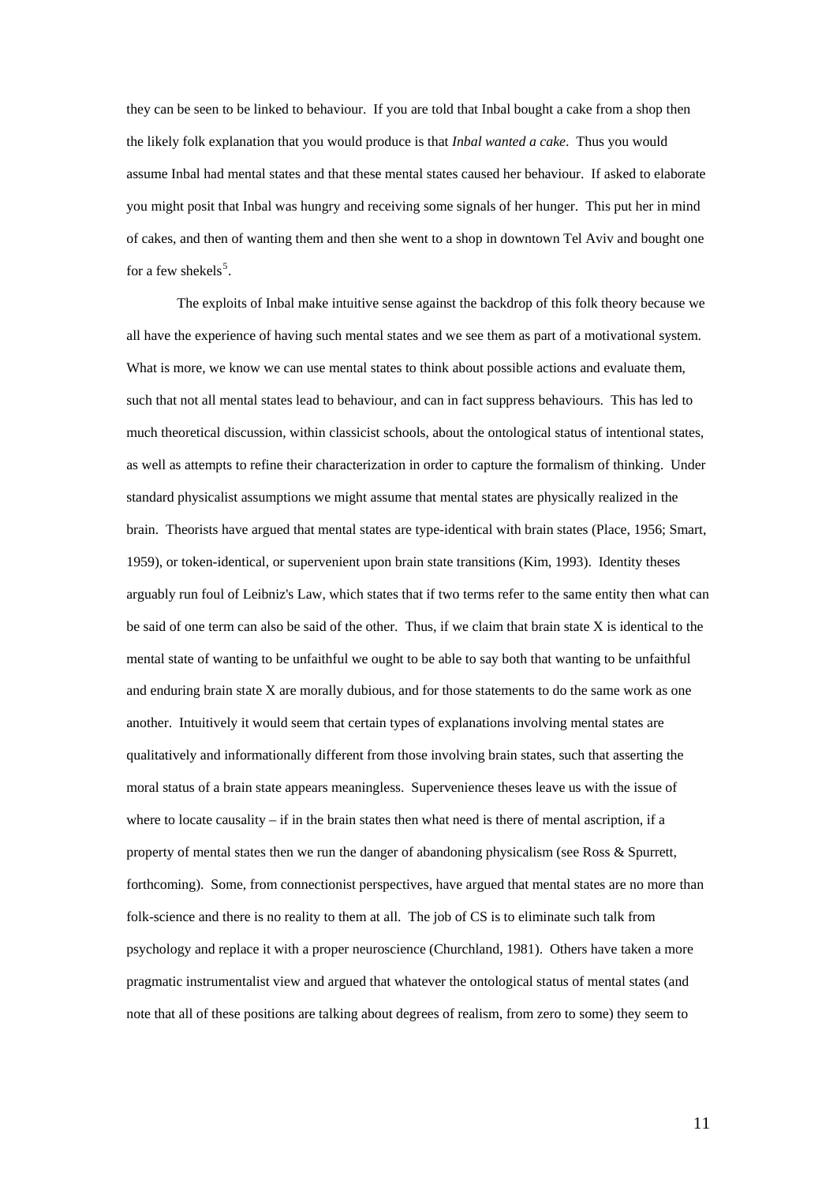they can be seen to be linked to behaviour. If you are told that Inbal bought a cake from a shop then the likely folk explanation that you would produce is that *Inbal wanted a cake*. Thus you would assume Inbal had mental states and that these mental states caused her behaviour. If asked to elaborate you might posit that Inbal was hungry and receiving some signals of her hunger. This put her in mind of cakes, and then of wanting them and then she went to a shop in downtown Tel Aviv and bought one for a few shekels[5].

The exploits of Inbal make intuitive sense against the backdrop of this folk theory because we all have the experience of having such mental states and we see them as part of a motivational system. What is more, we know we can use mental states to think about possible actions and evaluate them, such that not all mental states lead to behaviour, and can in fact suppress behaviours. This has led to much theoretical discussion, within classicist schools, about the ontological status of intentional states, as well as attempts to refine their characterization in order to capture the formalism of thinking. Under standard physicalist assumptions we might assume that mental states are physically realized in the brain. Theorists have argued that mental states are type-identical with brain states (Place, 1956; Smart, 1959), or token-identical, or supervenient upon brain state transitions (Kim, 1993). Identity theses arguably run foul of Leibniz's Law, which states that if two terms refer to the same entity then what can be said of one term can also be said of the other. Thus, if we claim that brain state X is identical to the mental state of wanting to be unfaithful we ought to be able to say both that wanting to be unfaithful and enduring brain state X are morally dubious, and for those statements to do the same work as one another. Intuitively it would seem that certain types of explanations involving mental states are qualitatively and informationally different from those involving brain states, such that asserting the moral status of a brain state appears meaningless. Supervenience theses leave us with the issue of where to locate causality – if in the brain states then what need is there of mental ascription, if a property of mental states then we run the danger of abandoning physicalism (see Ross & Spurrett, forthcoming). Some, from connectionist perspectives, have argued that mental states are no more than folk-science and there is no reality to them at all. The job of CS is to eliminate such talk from psychology and replace it with a proper neuroscience (Churchland, 1981). Others have taken a more pragmatic instrumentalist view and argued that whatever the ontological status of mental states (and note that all of these positions are talking about degrees of realism, from zero to some) they seem to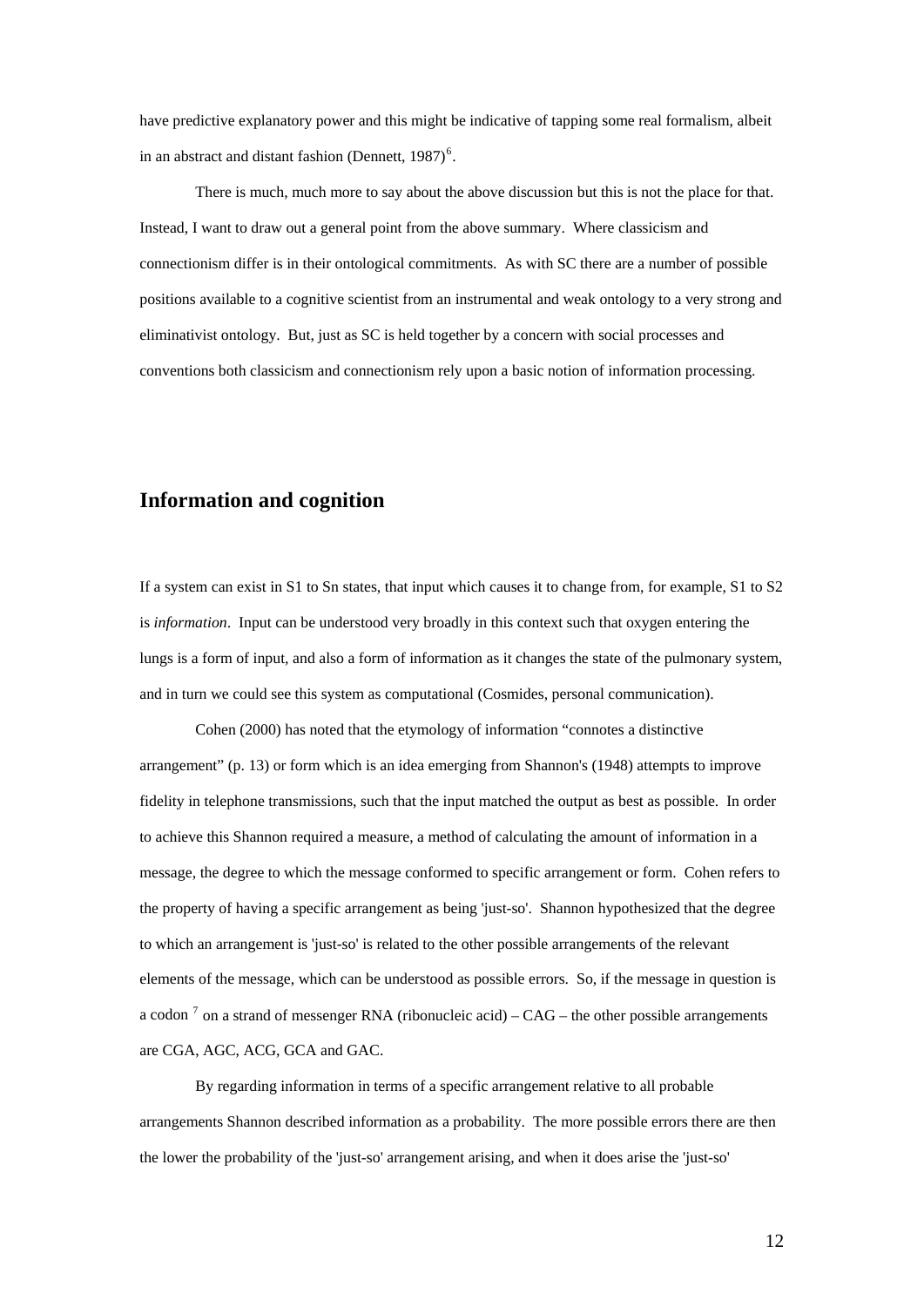have predictive explanatory power and this might be indicative of tapping some real formalism, albeit in an abstract and distant fashion (Dennett, 1987)[6].

There is much, much more to say about the above discussion but this is not the place for that. Instead, I want to draw out a general point from the above summary. Where classicism and connectionism differ is in their ontological commitments. As with SC there are a number of possible positions available to a cognitive scientist from an instrumental and weak ontology to a very strong and eliminativist ontology. But, just as SC is held together by a concern with social processes and conventions both classicism and connectionism rely upon a basic notion of information processing.

## Information and cognition

If a system can exist in S1 to Sn states, that input which causes it to change from, for example, S1 to S2 is *information*. Input can be understood very broadly in this context such that oxygen entering the lungs is a form of input, and also a form of information as it changes the state of the pulmonary system, and in turn we could see this system as computational (Cosmides, personal communication).

Cohen (2000) has noted that the etymology of information "connotes a distinctive arrangement" (p. 13) or form which is an idea emerging from Shannon's (1948) attempts to improve fidelity in telephone transmissions, such that the input matched the output as best as possible. In order to achieve this Shannon required a measure, a method of calculating the amount of information in a message, the degree to which the message conformed to specific arrangement or form. Cohen refers to the property of having a specific arrangement as being 'just-so'. Shannon hypothesized that the degree to which an arrangement is 'just-so' is related to the other possible arrangements of the relevant elements of the message, which can be understood as possible errors. So, if the message in question is a codon [7] on a strand of messenger RNA (ribonucleic acid) – CAG – the other possible arrangements are CGA, AGC, ACG, GCA and GAC.

By regarding information in terms of a specific arrangement relative to all probable arrangements Shannon described information as a probability. The more possible errors there are then the lower the probability of the 'just-so' arrangement arising, and when it does arise the 'just-so'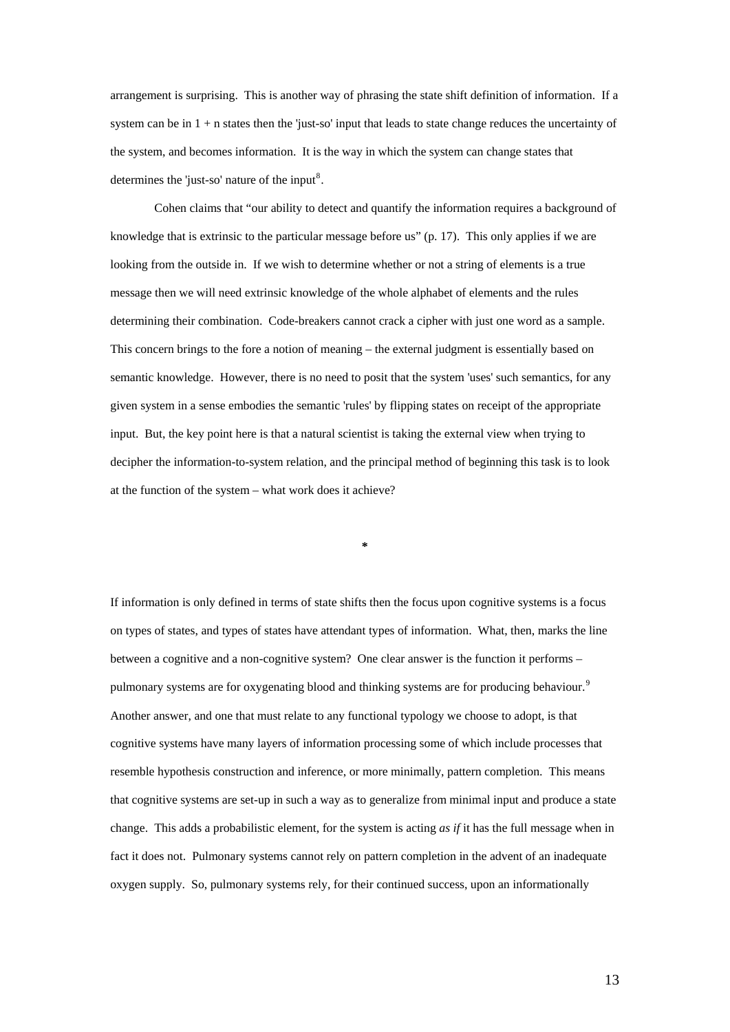arrangement is surprising. This is another way of phrasing the state shift definition of information. If a system can be in $1 + n$ states then the 'just-so' input that leads to state change reduces the uncertainty of the system, and becomes information. It is the way in which the system can change states that determines the 'just-so' nature of the input[8].

Cohen claims that "our ability to detect and quantify the information requires a background of knowledge that is extrinsic to the particular message before us" (p. 17). This only applies if we are looking from the outside in. If we wish to determine whether or not a string of elements is a true message then we will need extrinsic knowledge of the whole alphabet of elements and the rules determining their combination. Code-breakers cannot crack a cipher with just one word as a sample. This concern brings to the fore a notion of meaning – the external judgment is essentially based on semantic knowledge. However, there is no need to posit that the system 'uses' such semantics, for any given system in a sense embodies the semantic 'rules' by flipping states on receipt of the appropriate input. But, the key point here is that a natural scientist is taking the external view when trying to decipher the information-to-system relation, and the principal method of beginning this task is to look at the function of the system – what work does it achieve?

*

If information is only defined in terms of state shifts then the focus upon cognitive systems is a focus on types of states, and types of states have attendant types of information. What, then, marks the line between a cognitive and a non-cognitive system? One clear answer is the function it performs – pulmonary systems are for oxygenating blood and thinking systems are for producing behaviour.[9] Another answer, and one that must relate to any functional typology we choose to adopt, is that cognitive systems have many layers of information processing some of which include processes that resemble hypothesis construction and inference, or more minimally, pattern completion. This means that cognitive systems are set-up in such a way as to generalize from minimal input and produce a state change. This adds a probabilistic element, for the system is acting *as if* it has the full message when in fact it does not. Pulmonary systems cannot rely on pattern completion in the advent of an inadequate oxygen supply. So, pulmonary systems rely, for their continued success, upon an informationally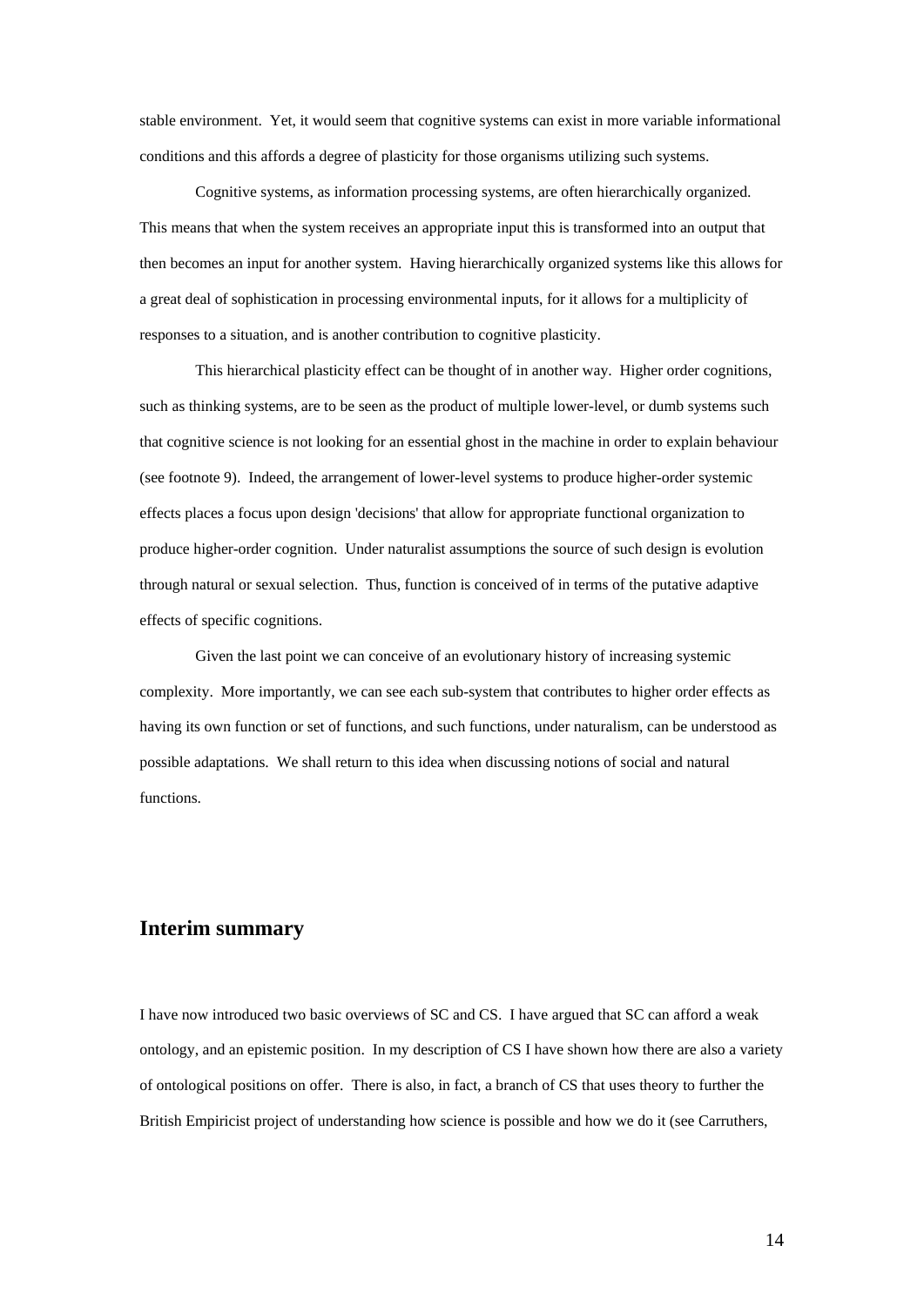stable environment. Yet, it would seem that cognitive systems can exist in more variable informational conditions and this affords a degree of plasticity for those organisms utilizing such systems.

Cognitive systems, as information processing systems, are often hierarchically organized. This means that when the system receives an appropriate input this is transformed into an output that then becomes an input for another system. Having hierarchically organized systems like this allows for a great deal of sophistication in processing environmental inputs, for it allows for a multiplicity of responses to a situation, and is another contribution to cognitive plasticity.

This hierarchical plasticity effect can be thought of in another way. Higher order cognitions, such as thinking systems, are to be seen as the product of multiple lower-level, or dumb systems such that cognitive science is not looking for an essential ghost in the machine in order to explain behaviour (see footnote 9). Indeed, the arrangement of lower-level systems to produce higher-order systemic effects places a focus upon design 'decisions' that allow for appropriate functional organization to produce higher-order cognition. Under naturalist assumptions the source of such design is evolution through natural or sexual selection. Thus, function is conceived of in terms of the putative adaptive effects of specific cognitions.

Given the last point we can conceive of an evolutionary history of increasing systemic complexity. More importantly, we can see each sub-system that contributes to higher order effects as having its own function or set of functions, and such functions, under naturalism, can be understood as possible adaptations. We shall return to this idea when discussing notions of social and natural functions.

## Interim summary

I have now introduced two basic overviews of SC and CS. I have argued that SC can afford a weak ontology, and an epistemic position. In my description of CS I have shown how there are also a variety of ontological positions on offer. There is also, in fact, a branch of CS that uses theory to further the British Empiricist project of understanding how science is possible and how we do it (see Carruthers,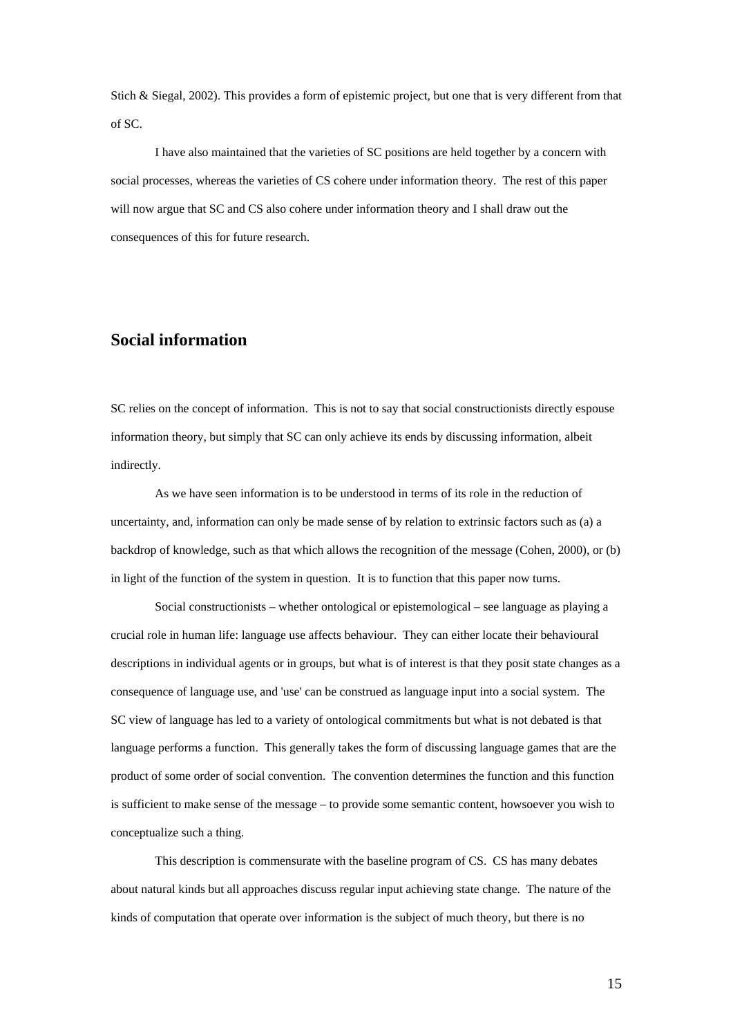Stich & Siegal, 2002). This provides a form of epistemic project, but one that is very different from that of SC.

I have also maintained that the varieties of SC positions are held together by a concern with social processes, whereas the varieties of CS cohere under information theory. The rest of this paper will now argue that SC and CS also cohere under information theory and I shall draw out the consequences of this for future research.

## Social information

SC relies on the concept of information. This is not to say that social constructionists directly espouse information theory, but simply that SC can only achieve its ends by discussing information, albeit indirectly.

As we have seen information is to be understood in terms of its role in the reduction of uncertainty, and, information can only be made sense of by relation to extrinsic factors such as (a) a backdrop of knowledge, such as that which allows the recognition of the message (Cohen, 2000), or (b) in light of the function of the system in question. It is to function that this paper now turns.

Social constructionists – whether ontological or epistemological – see language as playing a crucial role in human life: language use affects behaviour. They can either locate their behavioural descriptions in individual agents or in groups, but what is of interest is that they posit state changes as a consequence of language use, and 'use' can be construed as language input into a social system. The SC view of language has led to a variety of ontological commitments but what is not debated is that language performs a function. This generally takes the form of discussing language games that are the product of some order of social convention. The convention determines the function and this function is sufficient to make sense of the message – to provide some semantic content, howsoever you wish to conceptualize such a thing.

This description is commensurate with the baseline program of CS. CS has many debates about natural kinds but all approaches discuss regular input achieving state change. The nature of the kinds of computation that operate over information is the subject of much theory, but there is no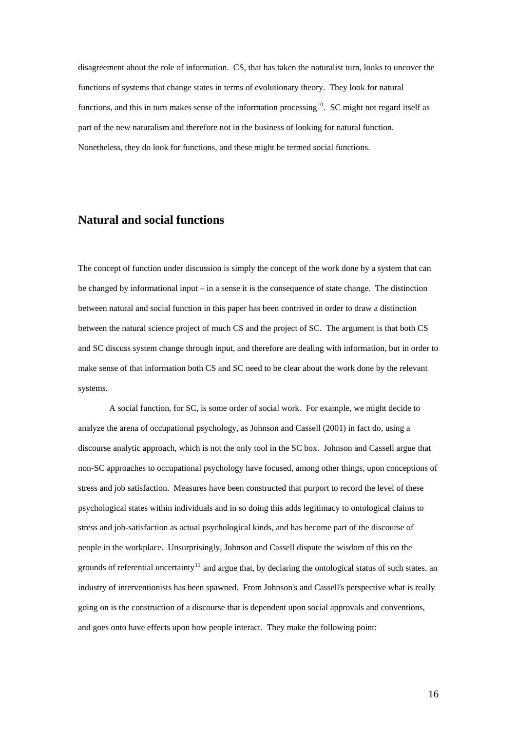disagreement about the role of information. CS, that has taken the naturalist turn, looks to uncover the functions of systems that change states in terms of evolutionary theory. They look for natural functions, and this in turn makes sense of the information processing[10]. SC might not regard itself as part of the new naturalism and therefore not in the business of looking for natural function. Nonetheless, they do look for functions, and these might be termed social functions.

## Natural and social functions

The concept of function under discussion is simply the concept of the work done by a system that can be changed by informational input – in a sense it is the consequence of state change. The distinction between natural and social function in this paper has been contrived in order to draw a distinction between the natural science project of much CS and the project of SC. The argument is that both CS and SC discuss system change through input, and therefore are dealing with information, but in order to make sense of that information both CS and SC need to be clear about the work done by the relevant systems.

A social function, for SC, is some order of social work. For example, we might decide to analyze the arena of occupational psychology, as Johnson and Cassell (2001) in fact do, using a discourse analytic approach, which is not the only tool in the SC box. Johnson and Cassell argue that non-SC approaches to occupational psychology have focused, among other things, upon conceptions of stress and job satisfaction. Measures have been constructed that purport to record the level of these psychological states within individuals and in so doing this adds legitimacy to ontological claims to stress and job-satisfaction as actual psychological kinds, and has become part of the discourse of people in the workplace. Unsurprisingly, Johnson and Cassell dispute the wisdom of this on the grounds of referential uncertainty[11] and argue that, by declaring the ontological status of such states, an industry of interventionists has been spawned. From Johnson's and Cassell's perspective what is really going on is the construction of a discourse that is dependent upon social approvals and conventions, and goes onto have effects upon how people interact. They make the following point: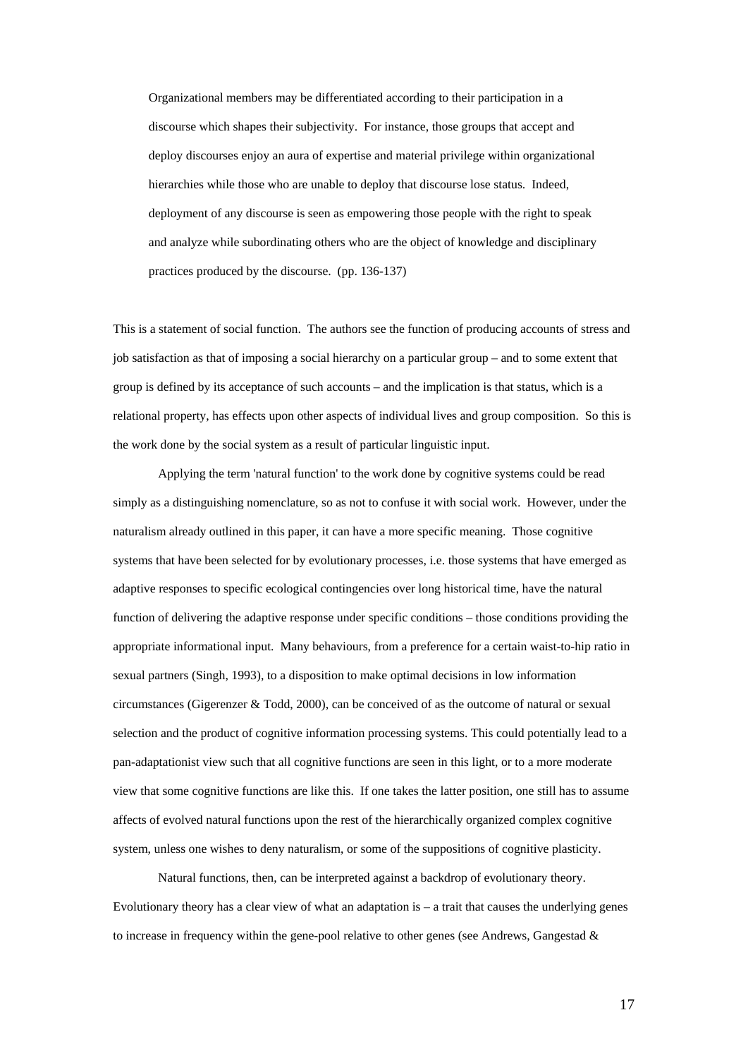> Organizational members may be differentiated according to their participation in a discourse which shapes their subjectivity. For instance, those groups that accept and deploy discourses enjoy an aura of expertise and material privilege within organizational hierarchies while those who are unable to deploy that discourse lose status. Indeed, deployment of any discourse is seen as empowering those people with the right to speak and analyze while subordinating others who are the object of knowledge and disciplinary practices produced by the discourse. (pp. 136-137)

This is a statement of social function. The authors see the function of producing accounts of stress and job satisfaction as that of imposing a social hierarchy on a particular group – and to some extent that group is defined by its acceptance of such accounts – and the implication is that status, which is a relational property, has effects upon other aspects of individual lives and group composition. So this is the work done by the social system as a result of particular linguistic input.

Applying the term 'natural function' to the work done by cognitive systems could be read simply as a distinguishing nomenclature, so as not to confuse it with social work. However, under the naturalism already outlined in this paper, it can have a more specific meaning. Those cognitive systems that have been selected for by evolutionary processes, i.e. those systems that have emerged as adaptive responses to specific ecological contingencies over long historical time, have the natural function of delivering the adaptive response under specific conditions – those conditions providing the appropriate informational input. Many behaviours, from a preference for a certain waist-to-hip ratio in sexual partners (Singh, 1993), to a disposition to make optimal decisions in low information circumstances (Gigerenzer & Todd, 2000), can be conceived of as the outcome of natural or sexual selection and the product of cognitive information processing systems. This could potentially lead to a pan-adaptationist view such that all cognitive functions are seen in this light, or to a more moderate view that some cognitive functions are like this. If one takes the latter position, one still has to assume affects of evolved natural functions upon the rest of the hierarchically organized complex cognitive system, unless one wishes to deny naturalism, or some of the suppositions of cognitive plasticity.

Natural functions, then, can be interpreted against a backdrop of evolutionary theory. Evolutionary theory has a clear view of what an adaptation is – a trait that causes the underlying genes to increase in frequency within the gene-pool relative to other genes (see Andrews, Gangestad &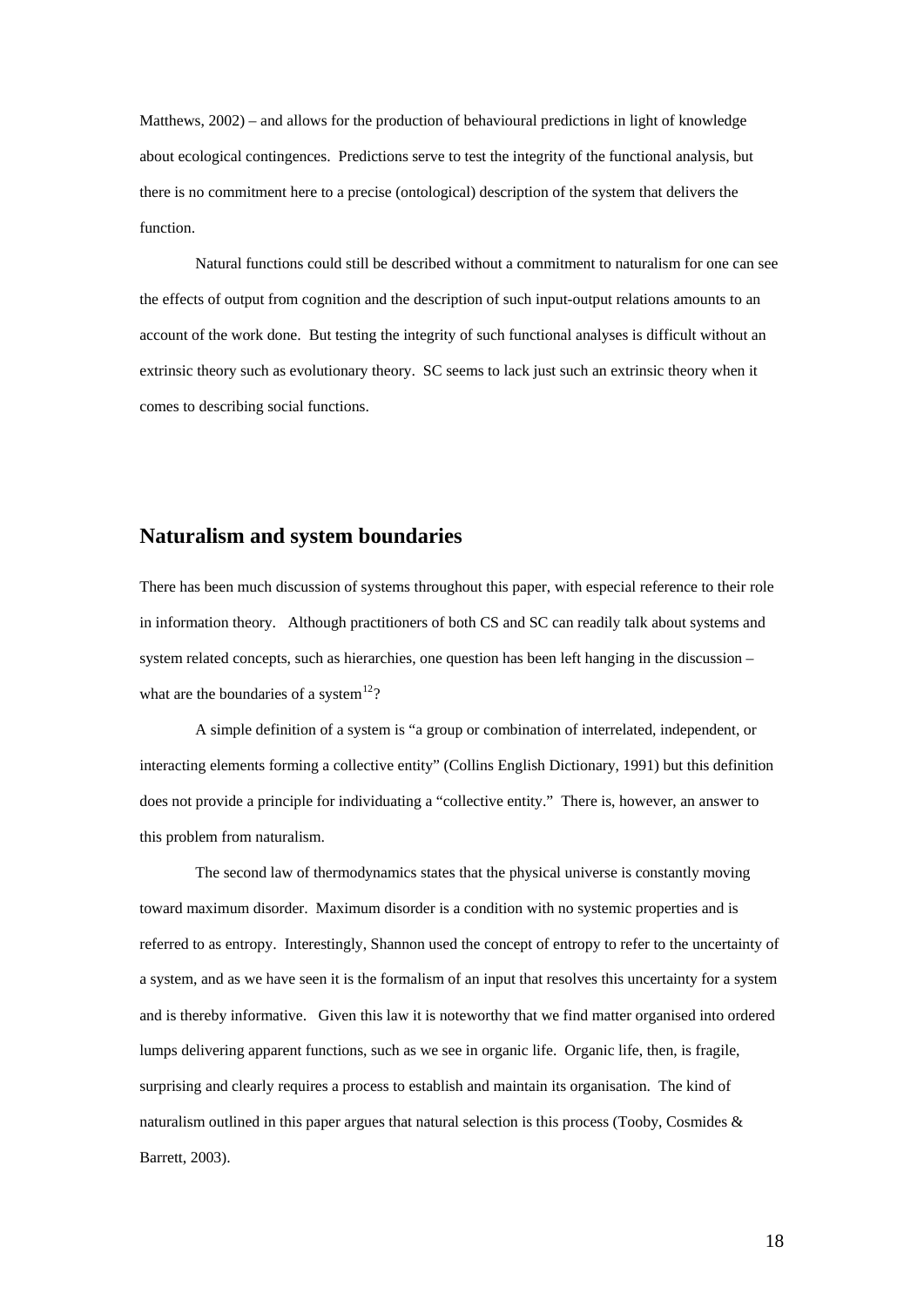Matthews, 2002) – and allows for the production of behavioural predictions in light of knowledge about ecological contingences. Predictions serve to test the integrity of the functional analysis, but there is no commitment here to a precise (ontological) description of the system that delivers the function.

Natural functions could still be described without a commitment to naturalism for one can see the effects of output from cognition and the description of such input-output relations amounts to an account of the work done. But testing the integrity of such functional analyses is difficult without an extrinsic theory such as evolutionary theory. SC seems to lack just such an extrinsic theory when it comes to describing social functions.

## Naturalism and system boundaries

There has been much discussion of systems throughout this paper, with especial reference to their role in information theory. Although practitioners of both CS and SC can readily talk about systems and system related concepts, such as hierarchies, one question has been left hanging in the discussion – what are the boundaries of a system[12]?

A simple definition of a system is "a group or combination of interrelated, independent, or interacting elements forming a collective entity" (Collins English Dictionary, 1991) but this definition does not provide a principle for individuating a "collective entity." There is, however, an answer to this problem from naturalism.

The second law of thermodynamics states that the physical universe is constantly moving toward maximum disorder. Maximum disorder is a condition with no systemic properties and is referred to as entropy. Interestingly, Shannon used the concept of entropy to refer to the uncertainty of a system, and as we have seen it is the formalism of an input that resolves this uncertainty for a system and is thereby informative. Given this law it is noteworthy that we find matter organised into ordered lumps delivering apparent functions, such as we see in organic life. Organic life, then, is fragile, surprising and clearly requires a process to establish and maintain its organisation. The kind of naturalism outlined in this paper argues that natural selection is this process (Tooby, Cosmides & Barrett, 2003).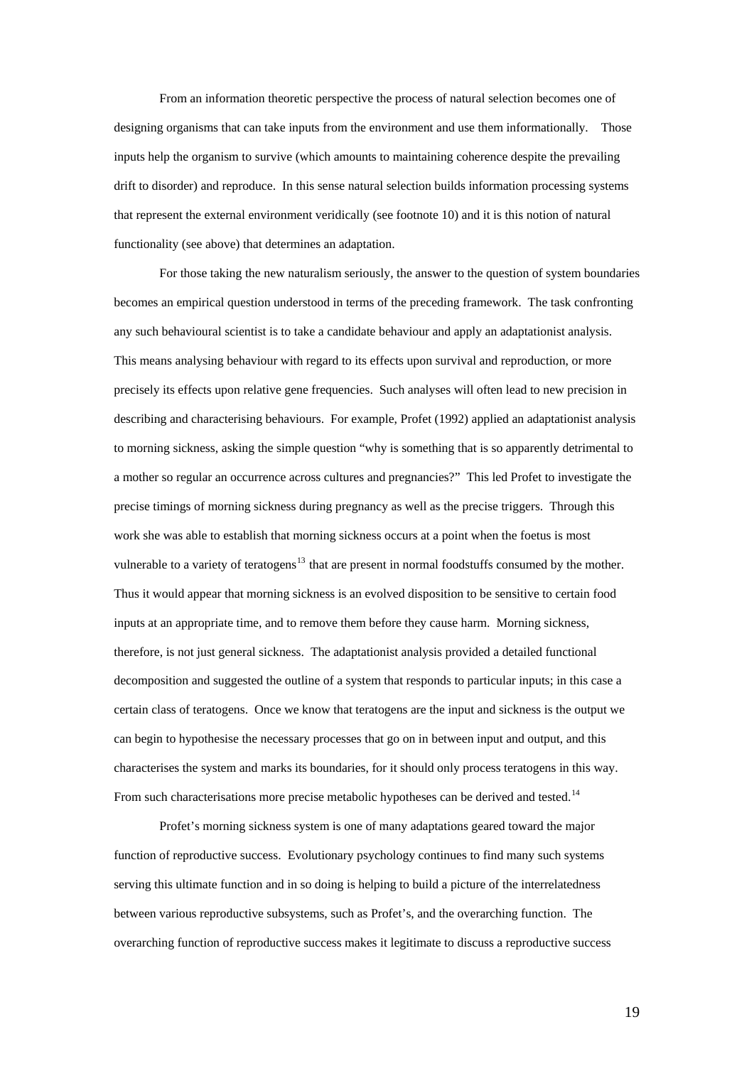From an information theoretic perspective the process of natural selection becomes one of designing organisms that can take inputs from the environment and use them informationally. Those inputs help the organism to survive (which amounts to maintaining coherence despite the prevailing drift to disorder) and reproduce. In this sense natural selection builds information processing systems that represent the external environment veridically (see footnote 10) and it is this notion of natural functionality (see above) that determines an adaptation.

For those taking the new naturalism seriously, the answer to the question of system boundaries becomes an empirical question understood in terms of the preceding framework. The task confronting any such behavioural scientist is to take a candidate behaviour and apply an adaptationist analysis. This means analysing behaviour with regard to its effects upon survival and reproduction, or more precisely its effects upon relative gene frequencies. Such analyses will often lead to new precision in describing and characterising behaviours. For example, Profet (1992) applied an adaptationist analysis to morning sickness, asking the simple question "why is something that is so apparently detrimental to a mother so regular an occurrence across cultures and pregnancies?" This led Profet to investigate the precise timings of morning sickness during pregnancy as well as the precise triggers. Through this work she was able to establish that morning sickness occurs at a point when the foetus is most vulnerable to a variety of teratogens[13] that are present in normal foodstuffs consumed by the mother. Thus it would appear that morning sickness is an evolved disposition to be sensitive to certain food inputs at an appropriate time, and to remove them before they cause harm. Morning sickness, therefore, is not just general sickness. The adaptationist analysis provided a detailed functional decomposition and suggested the outline of a system that responds to particular inputs; in this case a certain class of teratogens. Once we know that teratogens are the input and sickness is the output we can begin to hypothesise the necessary processes that go on in between input and output, and this characterises the system and marks its boundaries, for it should only process teratogens in this way. From such characterisations more precise metabolic hypotheses can be derived and tested.[14]

Profet's morning sickness system is one of many adaptations geared toward the major function of reproductive success. Evolutionary psychology continues to find many such systems serving this ultimate function and in so doing is helping to build a picture of the interrelatedness between various reproductive subsystems, such as Profet's, and the overarching function. The overarching function of reproductive success makes it legitimate to discuss a reproductive success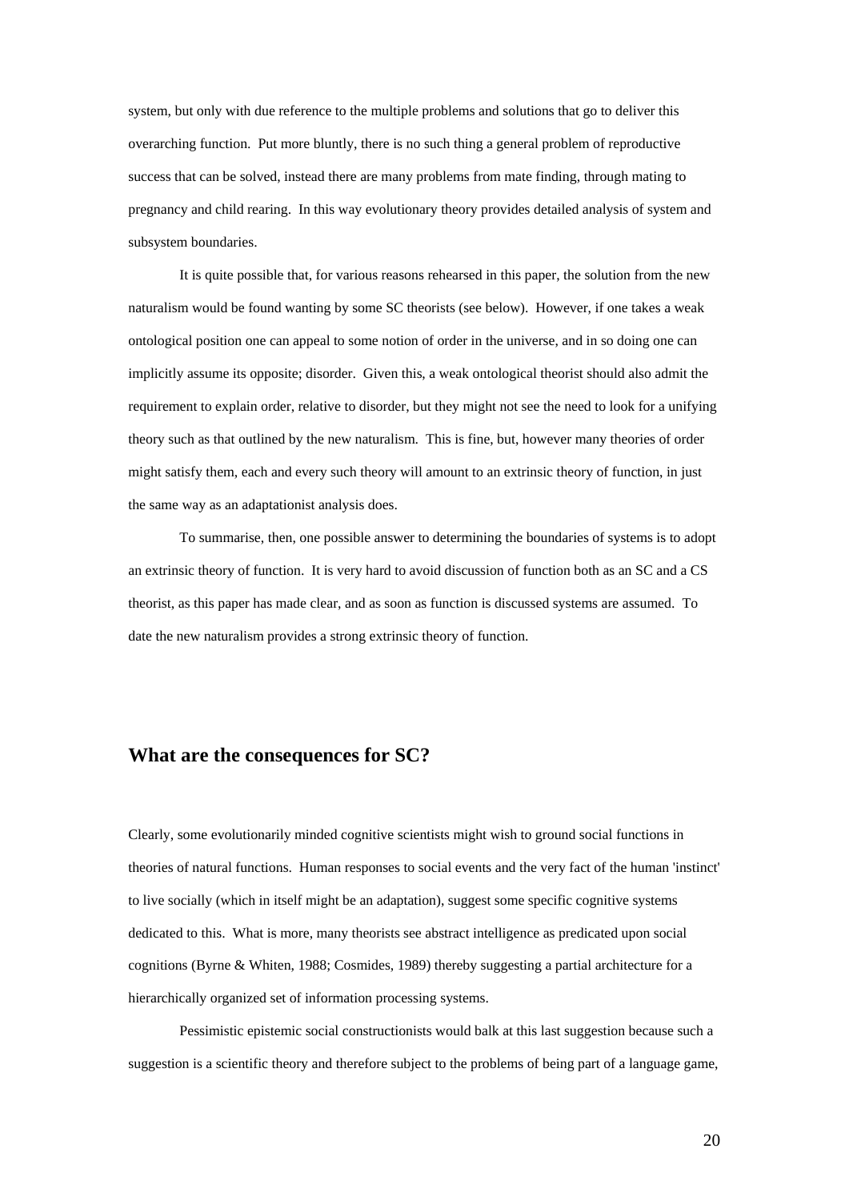system, but only with due reference to the multiple problems and solutions that go to deliver this overarching function. Put more bluntly, there is no such thing a general problem of reproductive success that can be solved, instead there are many problems from mate finding, through mating to pregnancy and child rearing. In this way evolutionary theory provides detailed analysis of system and subsystem boundaries.

It is quite possible that, for various reasons rehearsed in this paper, the solution from the new naturalism would be found wanting by some SC theorists (see below). However, if one takes a weak ontological position one can appeal to some notion of order in the universe, and in so doing one can implicitly assume its opposite; disorder. Given this, a weak ontological theorist should also admit the requirement to explain order, relative to disorder, but they might not see the need to look for a unifying theory such as that outlined by the new naturalism. This is fine, but, however many theories of order might satisfy them, each and every such theory will amount to an extrinsic theory of function, in just the same way as an adaptationist analysis does.

To summarise, then, one possible answer to determining the boundaries of systems is to adopt an extrinsic theory of function. It is very hard to avoid discussion of function both as an SC and a CS theorist, as this paper has made clear, and as soon as function is discussed systems are assumed. To date the new naturalism provides a strong extrinsic theory of function.

## What are the consequences for SC?

Clearly, some evolutionarily minded cognitive scientists might wish to ground social functions in theories of natural functions. Human responses to social events and the very fact of the human 'instinct' to live socially (which in itself might be an adaptation), suggest some specific cognitive systems dedicated to this. What is more, many theorists see abstract intelligence as predicated upon social cognitions (Byrne & Whiten, 1988; Cosmides, 1989) thereby suggesting a partial architecture for a hierarchically organized set of information processing systems.

Pessimistic epistemic social constructionists would balk at this last suggestion because such a suggestion is a scientific theory and therefore subject to the problems of being part of a language game,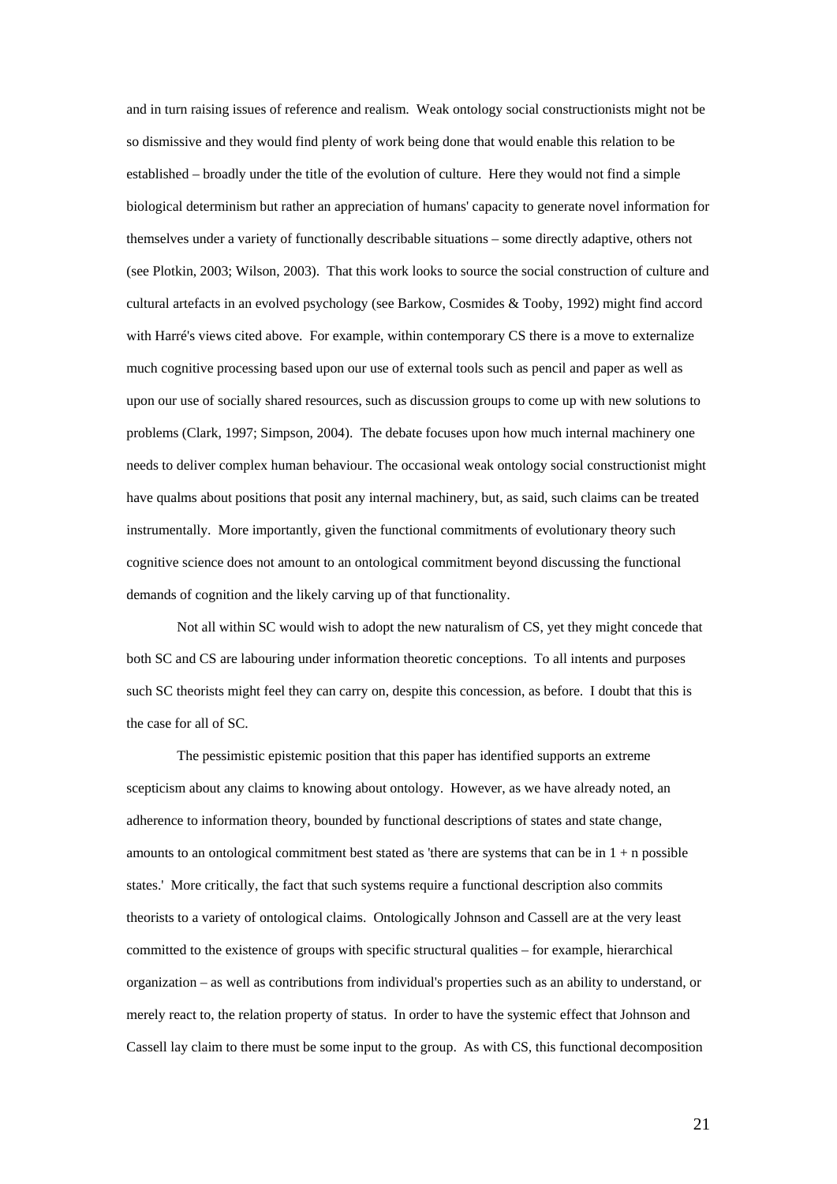and in turn raising issues of reference and realism. Weak ontology social constructionists might not be so dismissive and they would find plenty of work being done that would enable this relation to be established – broadly under the title of the evolution of culture. Here they would not find a simple biological determinism but rather an appreciation of humans' capacity to generate novel information for themselves under a variety of functionally describable situations – some directly adaptive, others not (see Plotkin, 2003; Wilson, 2003). That this work looks to source the social construction of culture and cultural artefacts in an evolved psychology (see Barkow, Cosmides & Tooby, 1992) might find accord with Harré's views cited above. For example, within contemporary CS there is a move to externalize much cognitive processing based upon our use of external tools such as pencil and paper as well as upon our use of socially shared resources, such as discussion groups to come up with new solutions to problems (Clark, 1997; Simpson, 2004). The debate focuses upon how much internal machinery one needs to deliver complex human behaviour. The occasional weak ontology social constructionist might have qualms about positions that posit any internal machinery, but, as said, such claims can be treated instrumentally. More importantly, given the functional commitments of evolutionary theory such cognitive science does not amount to an ontological commitment beyond discussing the functional demands of cognition and the likely carving up of that functionality.

Not all within SC would wish to adopt the new naturalism of CS, yet they might concede that both SC and CS are labouring under information theoretic conceptions. To all intents and purposes such SC theorists might feel they can carry on, despite this concession, as before. I doubt that this is the case for all of SC.

The pessimistic epistemic position that this paper has identified supports an extreme scepticism about any claims to knowing about ontology. However, as we have already noted, an adherence to information theory, bounded by functional descriptions of states and state change, amounts to an ontological commitment best stated as 'there are systems that can be in $1 + n$ possible states.' More critically, the fact that such systems require a functional description also commits theorists to a variety of ontological claims. Ontologically Johnson and Cassell are at the very least committed to the existence of groups with specific structural qualities – for example, hierarchical organization – as well as contributions from individual's properties such as an ability to understand, or merely react to, the relation property of status. In order to have the systemic effect that Johnson and Cassell lay claim to there must be some input to the group. As with CS, this functional decomposition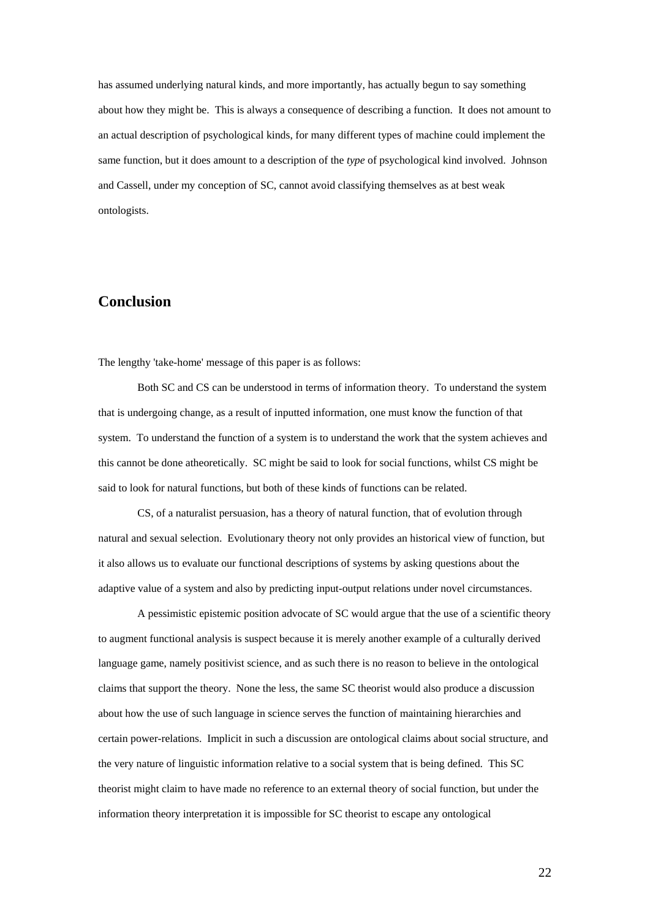has assumed underlying natural kinds, and more importantly, has actually begun to say something about how they might be. This is always a consequence of describing a function. It does not amount to an actual description of psychological kinds, for many different types of machine could implement the same function, but it does amount to a description of the *type* of psychological kind involved. Johnson and Cassell, under my conception of SC, cannot avoid classifying themselves as at best weak ontologists.

## Conclusion

The lengthy 'take-home' message of this paper is as follows:

Both SC and CS can be understood in terms of information theory. To understand the system that is undergoing change, as a result of inputted information, one must know the function of that system. To understand the function of a system is to understand the work that the system achieves and this cannot be done atheoretically. SC might be said to look for social functions, whilst CS might be said to look for natural functions, but both of these kinds of functions can be related.

CS, of a naturalist persuasion, has a theory of natural function, that of evolution through natural and sexual selection. Evolutionary theory not only provides an historical view of function, but it also allows us to evaluate our functional descriptions of systems by asking questions about the adaptive value of a system and also by predicting input-output relations under novel circumstances.

A pessimistic epistemic position advocate of SC would argue that the use of a scientific theory to augment functional analysis is suspect because it is merely another example of a culturally derived language game, namely positivist science, and as such there is no reason to believe in the ontological claims that support the theory. None the less, the same SC theorist would also produce a discussion about how the use of such language in science serves the function of maintaining hierarchies and certain power-relations. Implicit in such a discussion are ontological claims about social structure, and the very nature of linguistic information relative to a social system that is being defined. This SC theorist might claim to have made no reference to an external theory of social function, but under the information theory interpretation it is impossible for SC theorist to escape any ontological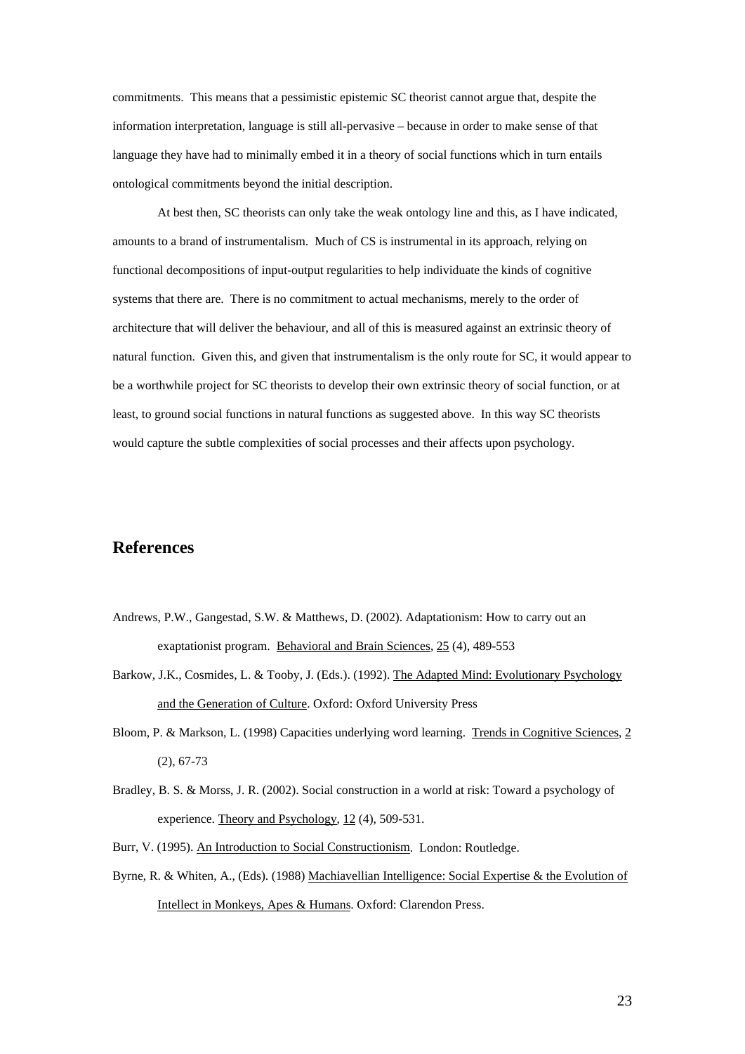commitments. This means that a pessimistic epistemic SC theorist cannot argue that, despite the information interpretation, language is still all-pervasive – because in order to make sense of that language they have had to minimally embed it in a theory of social functions which in turn entails ontological commitments beyond the initial description.

At best then, SC theorists can only take the weak ontology line and this, as I have indicated, amounts to a brand of instrumentalism. Much of CS is instrumental in its approach, relying on functional decompositions of input-output regularities to help individuate the kinds of cognitive systems that there are. There is no commitment to actual mechanisms, merely to the order of architecture that will deliver the behaviour, and all of this is measured against an extrinsic theory of natural function. Given this, and given that instrumentalism is the only route for SC, it would appear to be a worthwhile project for SC theorists to develop their own extrinsic theory of social function, or at least, to ground social functions in natural functions as suggested above. In this way SC theorists would capture the subtle complexities of social processes and their affects upon psychology.

## References

Andrews, P.W., Gangestad, S.W. & Matthews, D. (2002). Adaptationism: How to carry out an exaptationist program. Behavioral and Brain Sciences, 25 (4), 489-553

Barkow, J.K., Cosmides, L. & Tooby, J. (Eds.). (1992). The Adapted Mind: Evolutionary Psychology and the Generation of Culture. Oxford: Oxford University Press

Bloom, P. & Markson, L. (1998) Capacities underlying word learning. Trends in Cognitive Sciences, 2 (2), 67-73

Bradley, B. S. & Morss, J. R. (2002). Social construction in a world at risk: Toward a psychology of experience. Theory and Psychology, 12 (4), 509-531.

Burr, V. (1995). An Introduction to Social Constructionism. London: Routledge.

Byrne, R. & Whiten, A., (Eds). (1988) Machiavellian Intelligence: Social Expertise & the Evolution of Intellect in Monkeys, Apes & Humans. Oxford: Clarendon Press.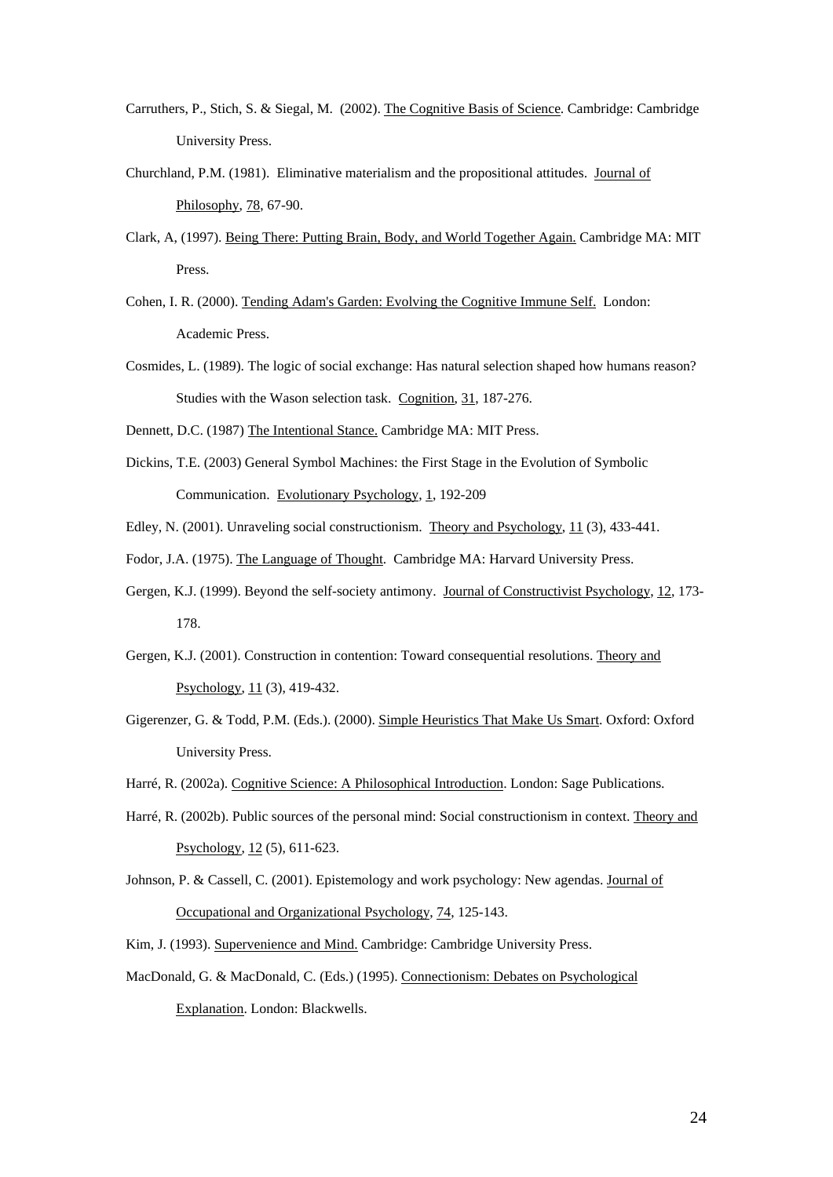Carruthers, P., Stich, S. & Siegal, M. (2002). The Cognitive Basis of Science. Cambridge: Cambridge University Press.

Churchland, P.M. (1981). Eliminative materialism and the propositional attitudes. Journal of Philosophy, 78, 67-90.

Clark, A, (1997). Being There: Putting Brain, Body, and World Together Again. Cambridge MA: MIT Press.

Cohen, I. R. (2000). Tending Adam's Garden: Evolving the Cognitive Immune Self. London: Academic Press.

Cosmides, L. (1989). The logic of social exchange: Has natural selection shaped how humans reason? Studies with the Wason selection task. Cognition, 31, 187-276.

Dennett, D.C. (1987) The Intentional Stance. Cambridge MA: MIT Press.

Dickins, T.E. (2003) General Symbol Machines: the First Stage in the Evolution of Symbolic Communication. Evolutionary Psychology, 1, 192-209

Edley, N. (2001). Unraveling social constructionism. Theory and Psychology, 11 (3), 433-441.

Fodor, J.A. (1975). The Language of Thought. Cambridge MA: Harvard University Press.

Gergen, K.J. (1999). Beyond the self-society antimony. Journal of Constructivist Psychology, 12, 173-178.

Gergen, K.J. (2001). Construction in contention: Toward consequential resolutions. Theory and Psychology, 11 (3), 419-432.

Gigerenzer, G. & Todd, P.M. (Eds.). (2000). Simple Heuristics That Make Us Smart. Oxford: Oxford University Press.

Harré, R. (2002a). Cognitive Science: A Philosophical Introduction. London: Sage Publications.

Harré, R. (2002b). Public sources of the personal mind: Social constructionism in context. Theory and Psychology, 12 (5), 611-623.

Johnson, P. & Cassell, C. (2001). Epistemology and work psychology: New agendas. Journal of Occupational and Organizational Psychology, 74, 125-143.

Kim, J. (1993). Supervenience and Mind. Cambridge: Cambridge University Press.

MacDonald, G. & MacDonald, C. (Eds.) (1995). Connectionism: Debates on Psychological Explanation. London: Blackwells.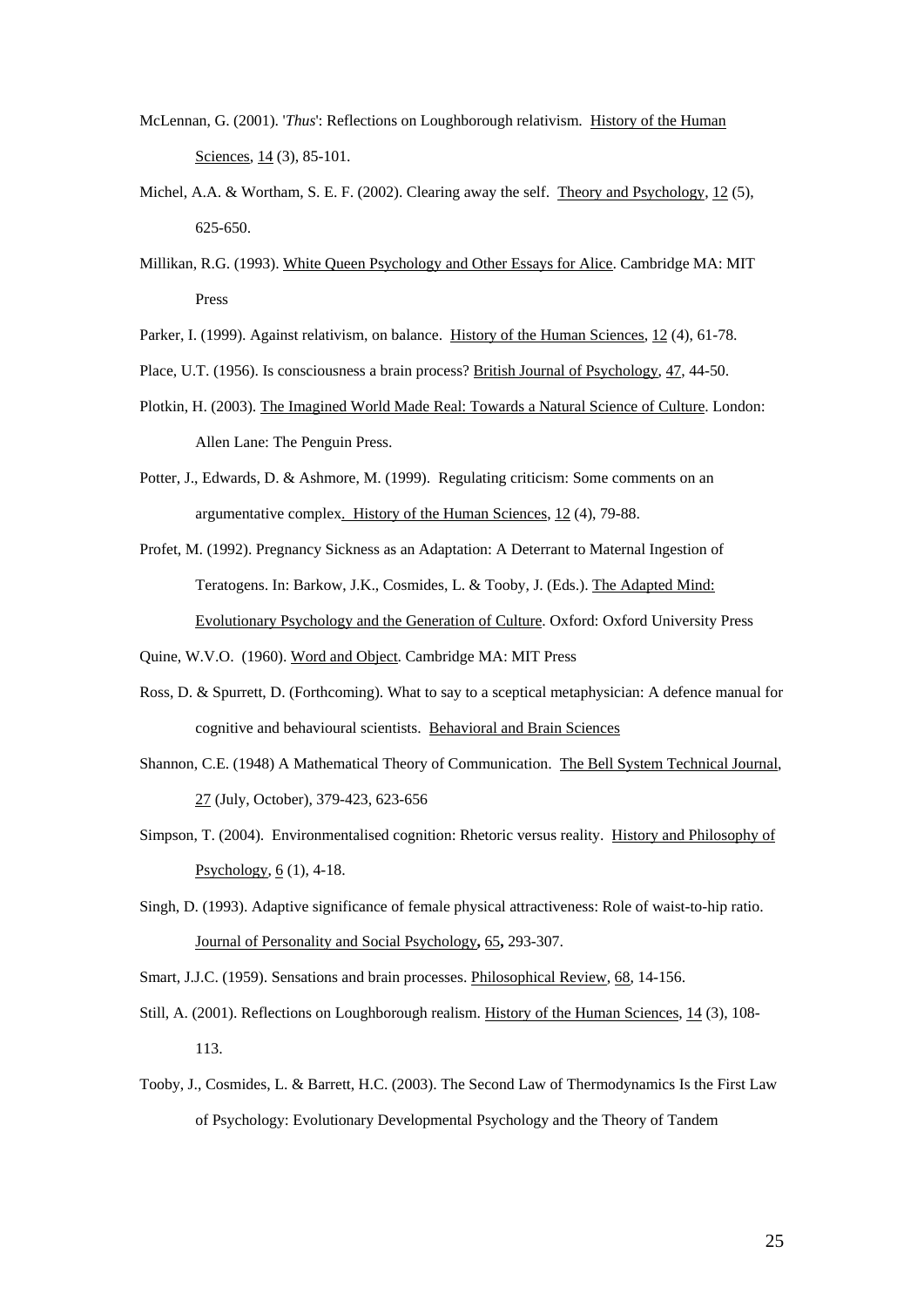McLennan, G. (2001). '*Thus*': Reflections on Loughborough relativism. History of the Human Sciences, 14 (3), 85-101.

Michel, A.A. & Wortham, S. E. F. (2002). Clearing away the self. Theory and Psychology, 12 (5), 625-650.

Millikan, R.G. (1993). White Queen Psychology and Other Essays for Alice. Cambridge MA: MIT Press

Parker, I. (1999). Against relativism, on balance. History of the Human Sciences, 12 (4), 61-78.

Place, U.T. (1956). Is consciousness a brain process? British Journal of Psychology, 47, 44-50.

Plotkin, H. (2003). The Imagined World Made Real: Towards a Natural Science of Culture. London: Allen Lane: The Penguin Press.

Potter, J., Edwards, D. & Ashmore, M. (1999). Regulating criticism: Some comments on an argumentative complex. History of the Human Sciences, 12 (4), 79-88.

Profet, M. (1992). Pregnancy Sickness as an Adaptation: A Deterrant to Maternal Ingestion of Teratogens. In: Barkow, J.K., Cosmides, L. & Tooby, J. (Eds.). The Adapted Mind: Evolutionary Psychology and the Generation of Culture. Oxford: Oxford University Press

Quine, W.V.O. (1960). Word and Object. Cambridge MA: MIT Press

Ross, D. & Spurrett, D. (Forthcoming). What to say to a sceptical metaphysician: A defence manual for cognitive and behavioural scientists. Behavioral and Brain Sciences

Shannon, C.E. (1948) A Mathematical Theory of Communication. The Bell System Technical Journal, 27 (July, October), 379-423, 623-656

Simpson, T. (2004). Environmentalised cognition: Rhetoric versus reality. History and Philosophy of Psychology, 6 (1), 4-18.

Singh, D. (1993). Adaptive significance of female physical attractiveness: Role of waist-to-hip ratio. Journal of Personality and Social Psychology, 65, 293-307.

Smart, J.J.C. (1959). Sensations and brain processes. Philosophical Review, 68, 14-156.

Still, A. (2001). Reflections on Loughborough realism. History of the Human Sciences, 14 (3), 108-113.

Tooby, J., Cosmides, L. & Barrett, H.C. (2003). The Second Law of Thermodynamics Is the First Law of Psychology: Evolutionary Developmental Psychology and the Theory of Tandem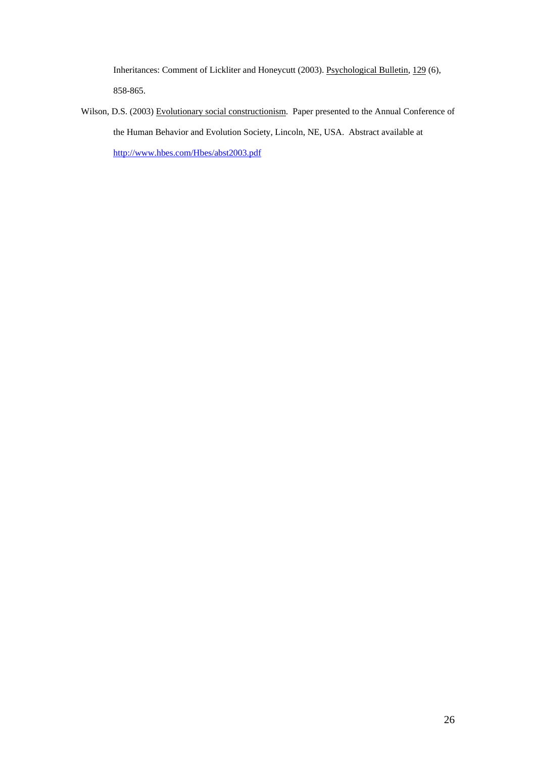Inheritances: Comment of Lickliter and Honeycutt (2003). Psychological Bulletin, 129 (6), 858-865.

Wilson, D.S. (2003) Evolutionary social constructionism. Paper presented to the Annual Conference of the Human Behavior and Evolution Society, Lincoln, NE, USA. Abstract available at http://www.hbes.com/Hbes/abst2003.pdf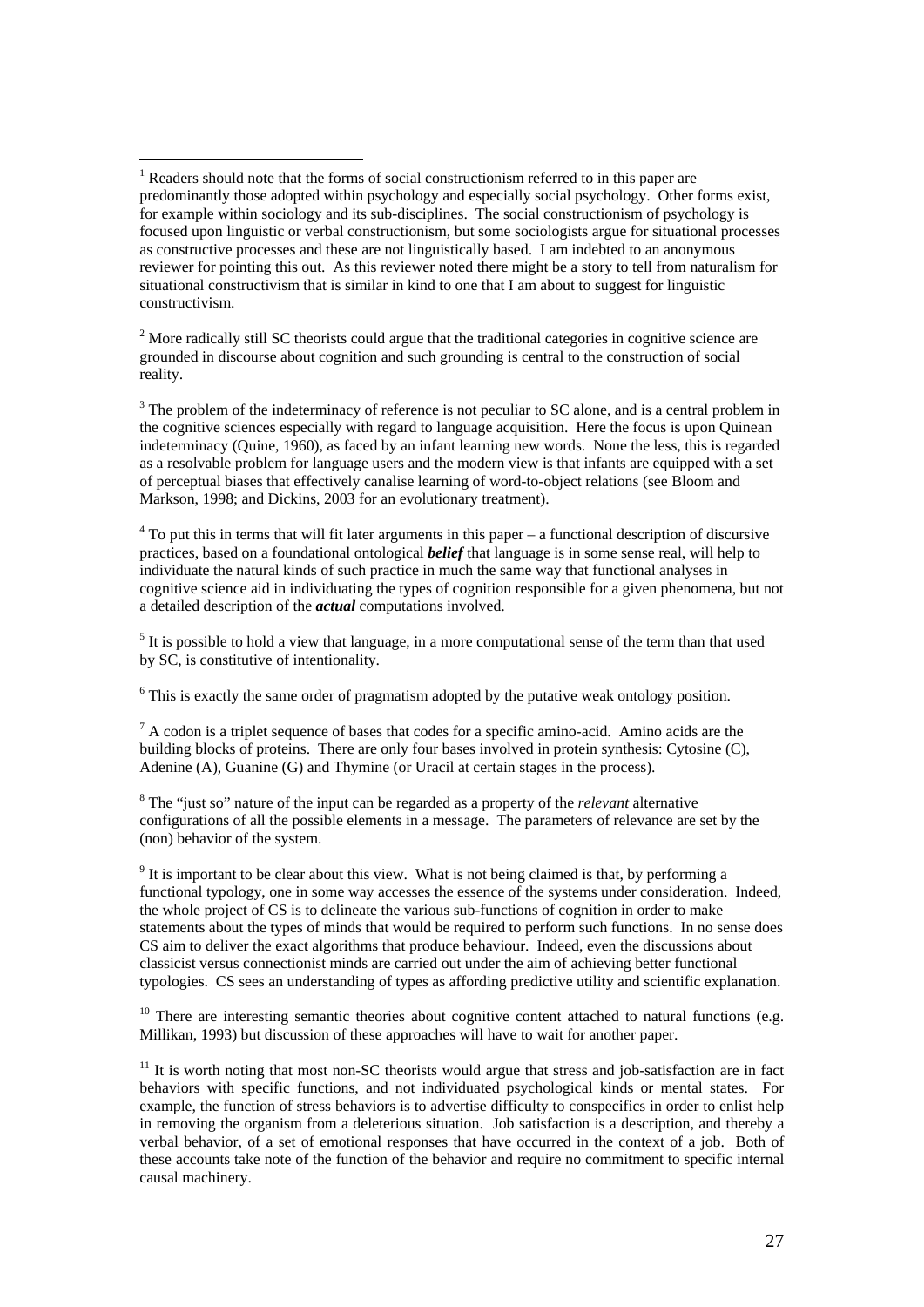[1] Readers should note that the forms of social constructionism referred to in this paper are predominantly those adopted within psychology and especially social psychology. Other forms exist, for example within sociology and its sub-disciplines. The social constructionism of psychology is focused upon linguistic or verbal constructionism, but some sociologists argue for situational processes as constructive processes and these are not linguistically based. I am indebted to an anonymous reviewer for pointing this out. As this reviewer noted there might be a story to tell from naturalism for situational constructivism that is similar in kind to one that I am about to suggest for linguistic constructivism.

[2] More radically still SC theorists could argue that the traditional categories in cognitive science are grounded in discourse about cognition and such grounding is central to the construction of social reality.

[3] The problem of the indeterminacy of reference is not peculiar to SC alone, and is a central problem in the cognitive sciences especially with regard to language acquisition. Here the focus is upon Quinean indeterminacy (Quine, 1960), as faced by an infant learning new words. None the less, this is regarded as a resolvable problem for language users and the modern view is that infants are equipped with a set of perceptual biases that effectively canalise learning of word-to-object relations (see Bloom and Markson, 1998; and Dickins, 2003 for an evolutionary treatment).

[4] To put this in terms that will fit later arguments in this paper – a functional description of discursive practices, based on a foundational ontological ***belief*** that language is in some sense real, will help to individuate the natural kinds of such practice in much the same way that functional analyses in cognitive science aid in individuating the types of cognition responsible for a given phenomena, but not a detailed description of the ***actual*** computations involved.

[5] It is possible to hold a view that language, in a more computational sense of the term than that used by SC, is constitutive of intentionality.

[6] This is exactly the same order of pragmatism adopted by the putative weak ontology position.

[7] A codon is a triplet sequence of bases that codes for a specific amino-acid. Amino acids are the building blocks of proteins. There are only four bases involved in protein synthesis: Cytosine (C), Adenine (A), Guanine (G) and Thymine (or Uracil at certain stages in the process).

[8] The "just so" nature of the input can be regarded as a property of the *relevant* alternative configurations of all the possible elements in a message. The parameters of relevance are set by the (non) behavior of the system.

[9] It is important to be clear about this view. What is not being claimed is that, by performing a functional typology, one in some way accesses the essence of the systems under consideration. Indeed, the whole project of CS is to delineate the various sub-functions of cognition in order to make statements about the types of minds that would be required to perform such functions. In no sense does CS aim to deliver the exact algorithms that produce behaviour. Indeed, even the discussions about classicist versus connectionist minds are carried out under the aim of achieving better functional typologies. CS sees an understanding of types as affording predictive utility and scientific explanation.

[10] There are interesting semantic theories about cognitive content attached to natural functions (e.g. Millikan, 1993) but discussion of these approaches will have to wait for another paper.

[11] It is worth noting that most non-SC theorists would argue that stress and job-satisfaction are in fact behaviors with specific functions, and not individuated psychological kinds or mental states. For example, the function of stress behaviors is to advertise difficulty to conspecifics in order to enlist help in removing the organism from a deleterious situation. Job satisfaction is a description, and thereby a verbal behavior, of a set of emotional responses that have occurred in the context of a job. Both of these accounts take note of the function of the behavior and require no commitment to specific internal causal machinery.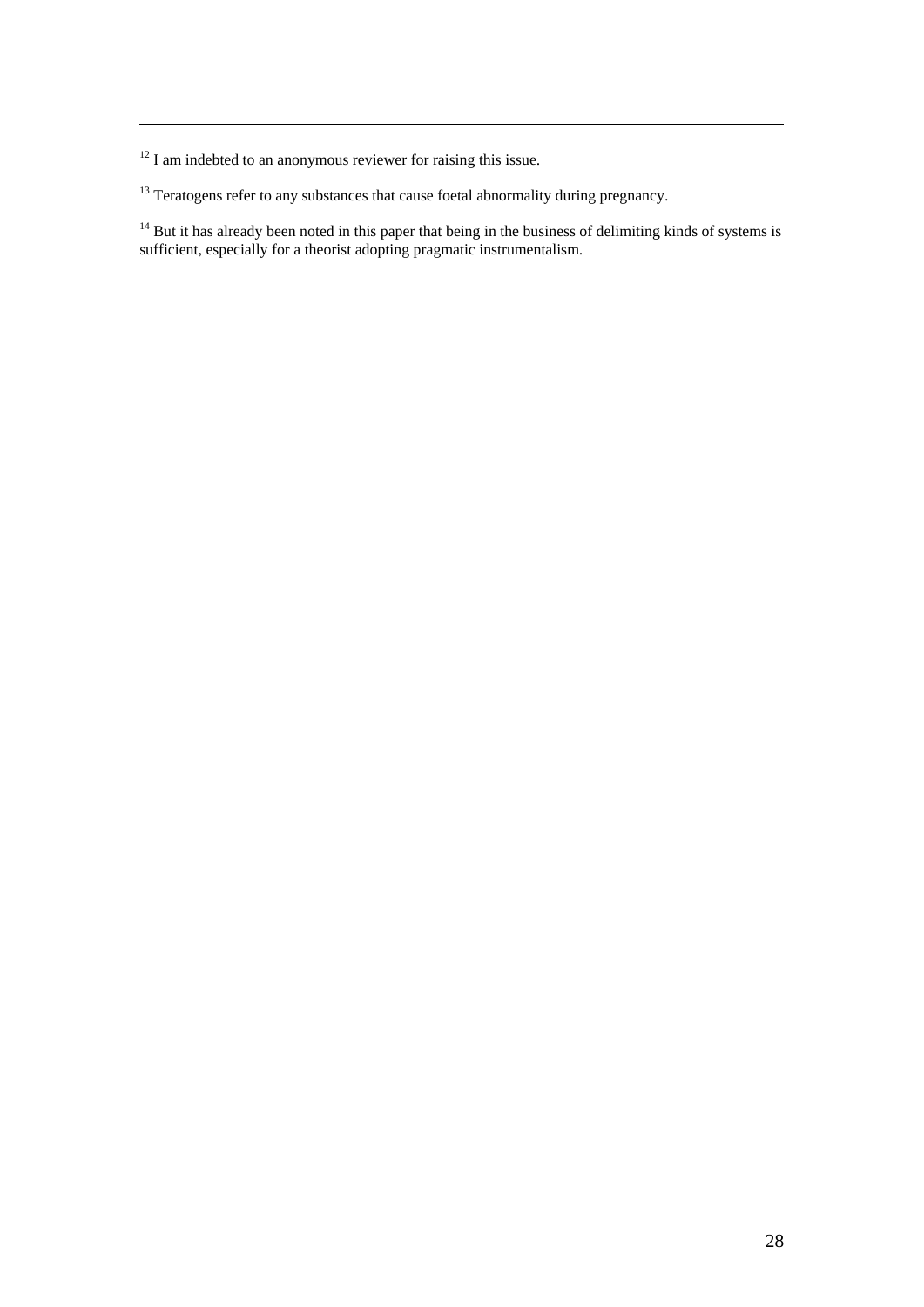[12] I am indebted to an anonymous reviewer for raising this issue.

[13] Teratogens refer to any substances that cause foetal abnormality during pregnancy.

[14] But it has already been noted in this paper that being in the business of delimiting kinds of systems is sufficient, especially for a theorist adopting pragmatic instrumentalism.